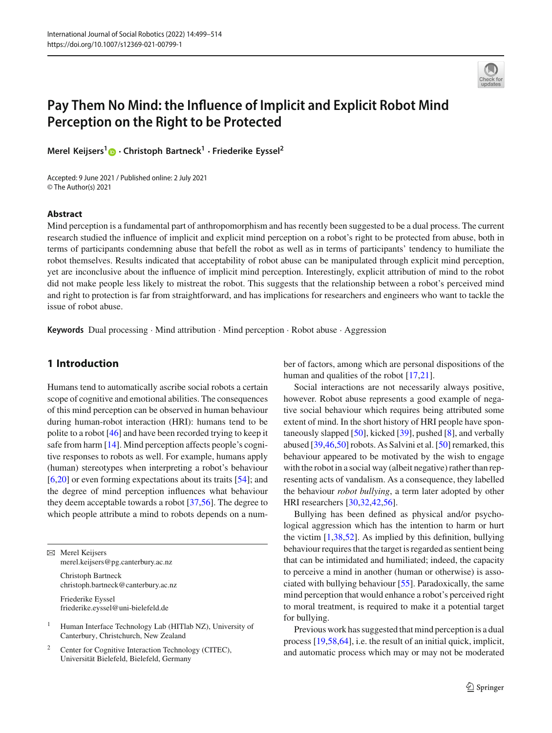# Pay Them No Mind: the Influence of Implicit and Explicit Robot Mind Perception on the Right to be Protected

**Merel Keijsers[1] · Christoph Bartneck[1] · Friederike Eyssel[2]**

Accepted: 9 June 2021 / Published online: 2 July 2021
© The Author(s) 2021

## Abstract

Mind perception is a fundamental part of anthropomorphism and has recently been suggested to be a dual process. The current research studied the influence of implicit and explicit mind perception on a robot's right to be protected from abuse, both in terms of participants condemning abuse that befell the robot as well as in terms of participants' tendency to humiliate the robot themselves. Results indicated that acceptability of robot abuse can be manipulated through explicit mind perception, yet are inconclusive about the influence of implicit mind perception. Interestingly, explicit attribution of mind to the robot did not make people less likely to mistreat the robot. This suggests that the relationship between a robot's perceived mind and right to protection is far from straightforward, and has implications for researchers and engineers who want to tackle the issue of robot abuse.

**Keywords** Dual processing · Mind attribution · Mind perception · Robot abuse · Aggression

## 1 Introduction

Humans tend to automatically ascribe social robots a certain scope of cognitive and emotional abilities. The consequences of this mind perception can be observed in human behaviour during human-robot interaction (HRI): humans tend to be polite to a robot [46] and have been recorded trying to keep it safe from harm [14]. Mind perception affects people's cognitive responses to robots as well. For example, humans apply (human) stereotypes when interpreting a robot's behaviour [6,20] or even forming expectations about its traits [54]; and the degree of mind perception influences what behaviour they deem acceptable towards a robot [37,56]. The degree to which people attribute a mind to robots depends on a number of factors, among which are personal dispositions of the human and qualities of the robot [17,21].

Social interactions are not necessarily always positive, however. Robot abuse represents a good example of negative social behaviour which requires being attributed some extent of mind. In the short history of HRI people have spontaneously slapped [50], kicked [39], pushed [8], and verbally abused [39,46,50] robots. As Salvini et al. [50] remarked, this behaviour appeared to be motivated by the wish to engage with the robot in a social way (albeit negative) rather than representing acts of vandalism. As a consequence, they labelled the behaviour *robot bullying*, a term later adopted by other HRI researchers [30,32,42,56].

Bullying has been defined as physical and/or psychological aggression which has the intention to harm or hurt the victim [1,38,52]. As implied by this definition, bullying behaviour requires that the target is regarded as sentient being that can be intimidated and humiliated; indeed, the capacity to perceive a mind in another (human or otherwise) is associated with bullying behaviour [55]. Paradoxically, the same mind perception that would enhance a robot's perceived right to moral treatment, is required to make it a potential target for bullying.

Previous work has suggested that mind perception is a dual process [19,58,64], i.e. the result of an initial quick, implicit, and automatic process which may or may not be moderated

---

✉ Merel Keijsers
merel.keijsers@pg.canterbury.ac.nz

Christoph Bartneck
christoph.bartneck@canterbury.ac.nz

Friederike Eyssel
friederike.eyssel@uni-bielefeld.de

[1] Human Interface Technology Lab (HITlab NZ), University of Canterbury, Christchurch, New Zealand

[2] Center for Cognitive Interaction Technology (CITEC), Universität Bielefeld, Bielefeld, Germany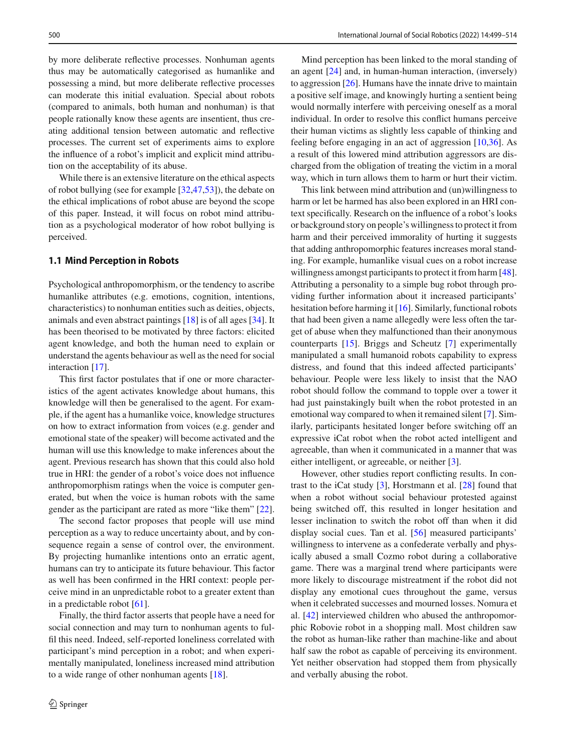by more deliberate reflective processes. Nonhuman agents thus may be automatically categorised as humanlike and possessing a mind, but more deliberate reflective processes can moderate this initial evaluation. Special about robots (compared to animals, both human and nonhuman) is that people rationally know these agents are insentient, thus creating additional tension between automatic and reflective processes. The current set of experiments aims to explore the influence of a robot's implicit and explicit mind attribution on the acceptability of its abuse.

While there is an extensive literature on the ethical aspects of robot bullying (see for example [32,47,53]), the debate on the ethical implications of robot abuse are beyond the scope of this paper. Instead, it will focus on robot mind attribution as a psychological moderator of how robot bullying is perceived.

### 1.1 Mind Perception in Robots

Psychological anthropomorphism, or the tendency to ascribe humanlike attributes (e.g. emotions, cognition, intentions, characteristics) to nonhuman entities such as deities, objects, animals and even abstract paintings [18] is of all ages [34]. It has been theorised to be motivated by three factors: elicited agent knowledge, and both the human need to explain or understand the agents behaviour as well as the need for social interaction [17].

This first factor postulates that if one or more characteristics of the agent activates knowledge about humans, this knowledge will then be generalised to the agent. For example, if the agent has a humanlike voice, knowledge structures on how to extract information from voices (e.g. gender and emotional state of the speaker) will become activated and the human will use this knowledge to make inferences about the agent. Previous research has shown that this could also hold true in HRI: the gender of a robot's voice does not influence anthropomorphism ratings when the voice is computer generated, but when the voice is human robots with the same gender as the participant are rated as more "like them" [22].

The second factor proposes that people will use mind perception as a way to reduce uncertainty about, and by consequence regain a sense of control over, the environment. By projecting humanlike intentions onto an erratic agent, humans can try to anticipate its future behaviour. This factor as well has been confirmed in the HRI context: people perceive mind in an unpredictable robot to a greater extent than in a predictable robot [61].

Finally, the third factor asserts that people have a need for social connection and may turn to nonhuman agents to fulfil this need. Indeed, self-reported loneliness correlated with participant's mind perception in a robot; and when experimentally manipulated, loneliness increased mind attribution to a wide range of other nonhuman agents [18].

Mind perception has been linked to the moral standing of an agent [24] and, in human-human interaction, (inversely) to aggression [26]. Humans have the innate drive to maintain a positive self image, and knowingly hurting a sentient being would normally interfere with perceiving oneself as a moral individual. In order to resolve this conflict humans perceive their human victims as slightly less capable of thinking and feeling before engaging in an act of aggression [10,36]. As a result of this lowered mind attribution aggressors are discharged from the obligation of treating the victim in a moral way, which in turn allows them to harm or hurt their victim.

This link between mind attribution and (un)willingness to harm or let be harmed has also been explored in an HRI context specifically. Research on the influence of a robot's looks or background story on people's willingness to protect it from harm and their perceived immorality of hurting it suggests that adding anthropomorphic features increases moral standing. For example, humanlike visual cues on a robot increase willingness amongst participants to protect it from harm [48]. Attributing a personality to a simple bug robot through providing further information about it increased participants' hesitation before harming it [16]. Similarly, functional robots that had been given a name allegedly were less often the target of abuse when they malfunctioned than their anonymous counterparts [15]. Briggs and Scheutz [7] experimentally manipulated a small humanoid robots capability to express distress, and found that this indeed affected participants' behaviour. People were less likely to insist that the NAO robot should follow the command to topple over a tower it had just painstakingly built when the robot protested in an emotional way compared to when it remained silent [7]. Similarly, participants hesitated longer before switching off an expressive iCat robot when the robot acted intelligent and agreeable, than when it communicated in a manner that was either intelligent, or agreeable, or neither [3].

However, other studies report conflicting results. In contrast to the iCat study [3], Horstmann et al. [28] found that when a robot without social behaviour protested against being switched off, this resulted in longer hesitation and lesser inclination to switch the robot off than when it did display social cues. Tan et al. [56] measured participants' willingness to intervene as a confederate verbally and physically abused a small Cozmo robot during a collaborative game. There was a marginal trend where participants were more likely to discourage mistreatment if the robot did not display any emotional cues throughout the game, versus when it celebrated successes and mourned losses. Nomura et al. [42] interviewed children who abused the anthropomorphic Robovie robot in a shopping mall. Most children saw the robot as human-like rather than machine-like and about half saw the robot as capable of perceiving its environment. Yet neither observation had stopped them from physically and verbally abusing the robot.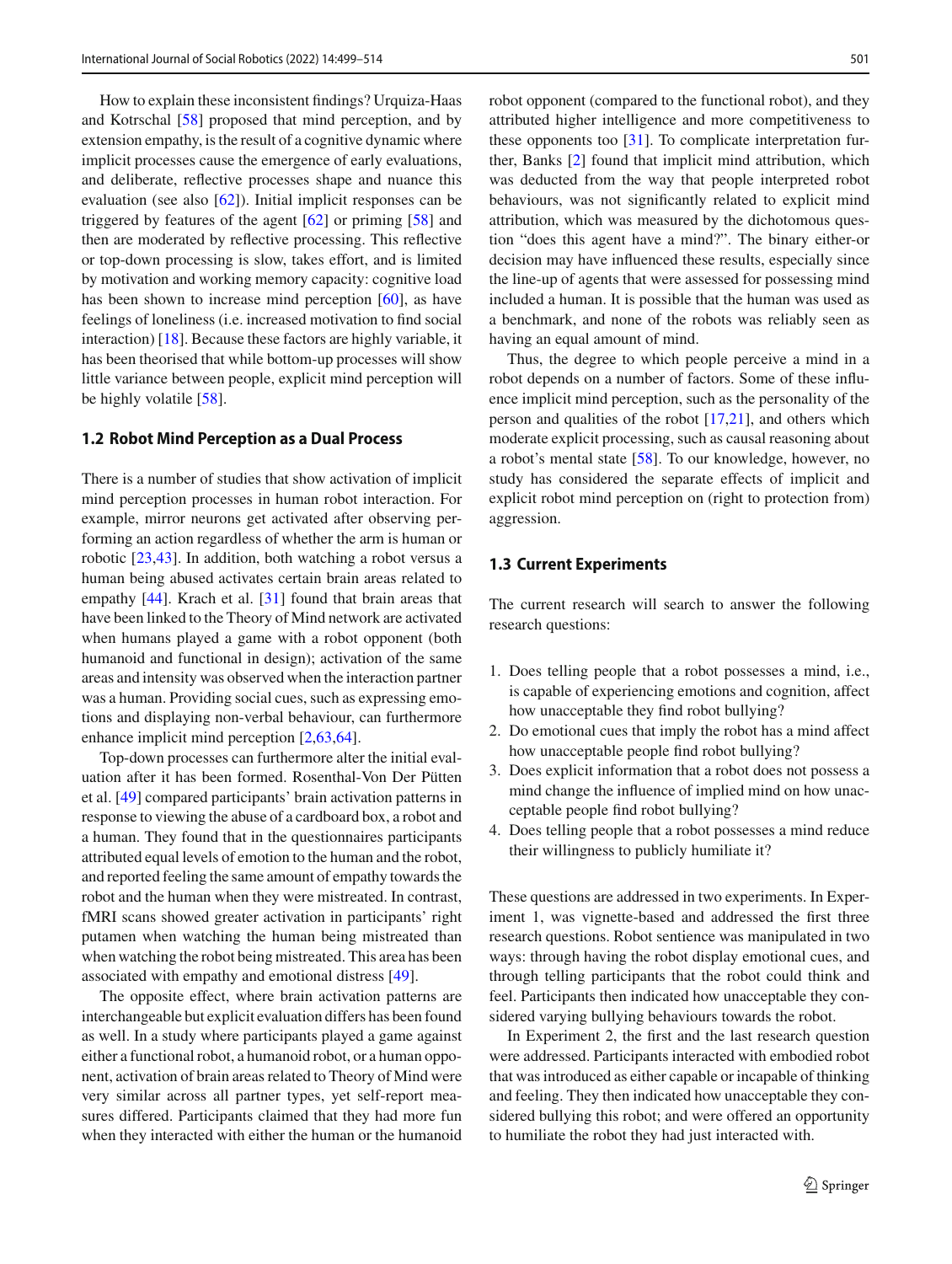How to explain these inconsistent findings? Urquiza-Haas and Kotrschal [58] proposed that mind perception, and by extension empathy, is the result of a cognitive dynamic where implicit processes cause the emergence of early evaluations, and deliberate, reflective processes shape and nuance this evaluation (see also [62]). Initial implicit responses can be triggered by features of the agent [62] or priming [58] and then are moderated by reflective processing. This reflective or top-down processing is slow, takes effort, and is limited by motivation and working memory capacity: cognitive load has been shown to increase mind perception [60], as have feelings of loneliness (i.e. increased motivation to find social interaction) [18]. Because these factors are highly variable, it has been theorised that while bottom-up processes will show little variance between people, explicit mind perception will be highly volatile [58].

### 1.2 Robot Mind Perception as a Dual Process

There is a number of studies that show activation of implicit mind perception processes in human robot interaction. For example, mirror neurons get activated after observing performing an action regardless of whether the arm is human or robotic [23,43]. In addition, both watching a robot versus a human being abused activates certain brain areas related to empathy [44]. Krach et al. [31] found that brain areas that have been linked to the Theory of Mind network are activated when humans played a game with a robot opponent (both humanoid and functional in design); activation of the same areas and intensity was observed when the interaction partner was a human. Providing social cues, such as expressing emotions and displaying non-verbal behaviour, can furthermore enhance implicit mind perception [2,63,64].

Top-down processes can furthermore alter the initial evaluation after it has been formed. Rosenthal-Von Der Pütten et al. [49] compared participants' brain activation patterns in response to viewing the abuse of a cardboard box, a robot and a human. They found that in the questionnaires participants attributed equal levels of emotion to the human and the robot, and reported feeling the same amount of empathy towards the robot and the human when they were mistreated. In contrast, fMRI scans showed greater activation in participants' right putamen when watching the human being mistreated than when watching the robot being mistreated. This area has been associated with empathy and emotional distress [49].

The opposite effect, where brain activation patterns are interchangeable but explicit evaluation differs has been found as well. In a study where participants played a game against either a functional robot, a humanoid robot, or a human opponent, activation of brain areas related to Theory of Mind were very similar across all partner types, yet self-report measures differed. Participants claimed that they had more fun when they interacted with either the human or the humanoid robot opponent (compared to the functional robot), and they attributed higher intelligence and more competitiveness to these opponents too [31]. To complicate interpretation further, Banks [2] found that implicit mind attribution, which was deducted from the way that people interpreted robot behaviours, was not significantly related to explicit mind attribution, which was measured by the dichotomous question "does this agent have a mind?". The binary either-or decision may have influenced these results, especially since the line-up of agents that were assessed for possessing mind included a human. It is possible that the human was used as a benchmark, and none of the robots was reliably seen as having an equal amount of mind.

Thus, the degree to which people perceive a mind in a robot depends on a number of factors. Some of these influence implicit mind perception, such as the personality of the person and qualities of the robot [17,21], and others which moderate explicit processing, such as causal reasoning about a robot's mental state [58]. To our knowledge, however, no study has considered the separate effects of implicit and explicit robot mind perception on (right to protection from) aggression.

### 1.3 Current Experiments

The current research will search to answer the following research questions:

1. Does telling people that a robot possesses a mind, i.e., is capable of experiencing emotions and cognition, affect how unacceptable they find robot bullying?
2. Do emotional cues that imply the robot has a mind affect how unacceptable people find robot bullying?
3. Does explicit information that a robot does not possess a mind change the influence of implied mind on how unacceptable people find robot bullying?
4. Does telling people that a robot possesses a mind reduce their willingness to publicly humiliate it?

These questions are addressed in two experiments. In Experiment 1, was vignette-based and addressed the first three research questions. Robot sentience was manipulated in two ways: through having the robot display emotional cues, and through telling participants that the robot could think and feel. Participants then indicated how unacceptable they considered varying bullying behaviours towards the robot.

In Experiment 2, the first and the last research question were addressed. Participants interacted with embodied robot that was introduced as either capable or incapable of thinking and feeling. They then indicated how unacceptable they considered bullying this robot; and were offered an opportunity to humiliate the robot they had just interacted with.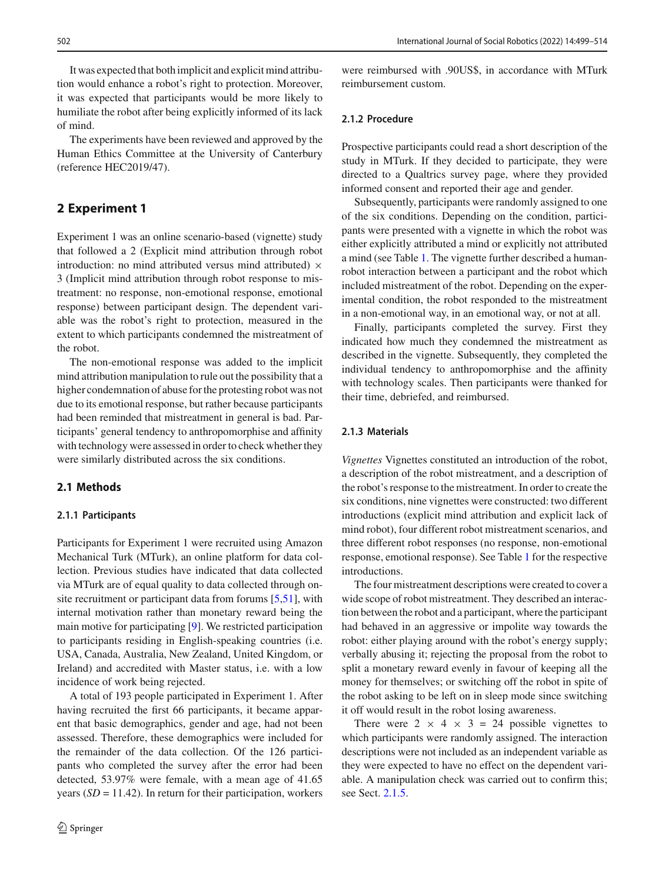It was expected that both implicit and explicit mind attribution would enhance a robot's right to protection. Moreover, it was expected that participants would be more likely to humiliate the robot after being explicitly informed of its lack of mind.

The experiments have been reviewed and approved by the Human Ethics Committee at the University of Canterbury (reference HEC2019/47).

## 2 Experiment 1

Experiment 1 was an online scenario-based (vignette) study that followed a 2 (Explicit mind attribution through robot introduction: no mind attributed versus mind attributed) × 3 (Implicit mind attribution through robot response to mistreatment: no response, non-emotional response, emotional response) between participant design. The dependent variable was the robot's right to protection, measured in the extent to which participants condemned the mistreatment of the robot.

The non-emotional response was added to the implicit mind attribution manipulation to rule out the possibility that a higher condemnation of abuse for the protesting robot was not due to its emotional response, but rather because participants had been reminded that mistreatment in general is bad. Participants' general tendency to anthropomorphise and affinity with technology were assessed in order to check whether they were similarly distributed across the six conditions.

### 2.1 Methods

#### 2.1.1 Participants

Participants for Experiment 1 were recruited using Amazon Mechanical Turk (MTurk), an online platform for data collection. Previous studies have indicated that data collected via MTurk are of equal quality to data collected through on-site recruitment or participant data from forums [5,51], with internal motivation rather than monetary reward being the main motive for participating [9]. We restricted participation to participants residing in English-speaking countries (i.e. USA, Canada, Australia, New Zealand, United Kingdom, or Ireland) and accredited with Master status, i.e. with a low incidence of work being rejected.

A total of 193 people participated in Experiment 1. After having recruited the first 66 participants, it became apparent that basic demographics, gender and age, had not been assessed. Therefore, these demographics were included for the remainder of the data collection. Of the 126 participants who completed the survey after the error had been detected, 53.97% were female, with a mean age of 41.65 years ($SD$ = 11.42). In return for their participation, workers were reimbursed with .90US$, in accordance with MTurk reimbursement custom.

#### 2.1.2 Procedure

Prospective participants could read a short description of the study in MTurk. If they decided to participate, they were directed to a Qualtrics survey page, where they provided informed consent and reported their age and gender.

Subsequently, participants were randomly assigned to one of the six conditions. Depending on the condition, participants were presented with a vignette in which the robot was either explicitly attributed a mind or explicitly not attributed a mind (see Table 1. The vignette further described a human-robot interaction between a participant and the robot which included mistreatment of the robot. Depending on the experimental condition, the robot responded to the mistreatment in a non-emotional way, in an emotional way, or not at all.

Finally, participants completed the survey. First they indicated how much they condemned the mistreatment as described in the vignette. Subsequently, they completed the individual tendency to anthropomorphise and the affinity with technology scales. Then participants were thanked for their time, debriefed, and reimbursed.

#### 2.1.3 Materials

*Vignettes* Vignettes constituted an introduction of the robot, a description of the robot mistreatment, and a description of the robot's response to the mistreatment. In order to create the six conditions, nine vignettes were constructed: two different introductions (explicit mind attribution and explicit lack of mind robot), four different robot mistreatment scenarios, and three different robot responses (no response, non-emotional response, emotional response). See Table 1 for the respective introductions.

The four mistreatment descriptions were created to cover a wide scope of robot mistreatment. They described an interaction between the robot and a participant, where the participant had behaved in an aggressive or impolite way towards the robot: either playing around with the robot's energy supply; verbally abusing it; rejecting the proposal from the robot to split a monetary reward evenly in favour of keeping all the money for themselves; or switching off the robot in spite of the robot asking to be left on in sleep mode since switching it off would result in the robot losing awareness.

There were 2 × 4 × 3 = 24 possible vignettes to which participants were randomly assigned. The interaction descriptions were not included as an independent variable as they were expected to have no effect on the dependent variable. A manipulation check was carried out to confirm this; see Sect. 2.1.5.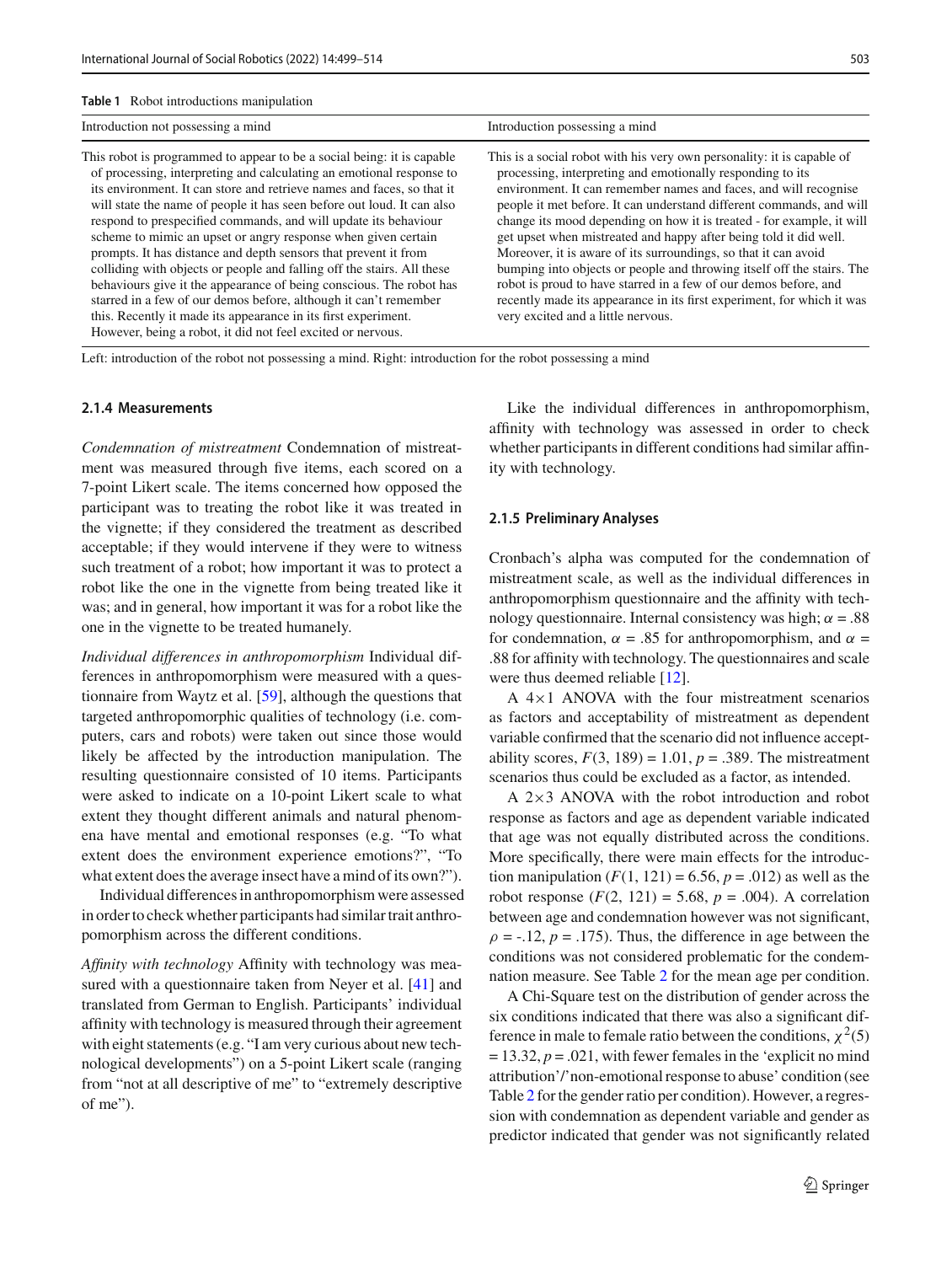**Table 1** Robot introductions manipulation

| Introduction not possessing a mind | Introduction possessing a mind |
| --- | --- |
| This robot is programmed to appear to be a social being: it is capable of processing, interpreting and calculating an emotional response to its environment. It can store and retrieve names and faces, so that it will state the name of people it has seen before out loud. It can also respond to prespecified commands, and will update its behaviour scheme to mimic an upset or angry response when given certain prompts. It has distance and depth sensors that prevent it from colliding with objects or people and falling off the stairs. All these behaviours give it the appearance of being conscious. The robot has starred in a few of our demos before, although it can't remember this. Recently it made its appearance in its first experiment. However, being a robot, it did not feel excited or nervous. | This is a social robot with his very own personality: it is capable of processing, interpreting and emotionally responding to its environment. It can remember names and faces, and will recognise people it met before. It can understand different commands, and will change its mood depending on how it is treated - for example, it will get upset when mistreated and happy after being told it did well. Moreover, it is aware of its surroundings, so that it can avoid bumping into objects or people and throwing itself off the stairs. The robot is proud to have starred in a few of our demos before, and recently made its appearance in its first experiment, for which it was very excited and a little nervous. |

Left: introduction of the robot not possessing a mind. Right: introduction for the robot possessing a mind

#### 2.1.4 Measurements

*Condemnation of mistreatment* Condemnation of mistreatment was measured through five items, each scored on a 7-point Likert scale. The items concerned how opposed the participant was to treating the robot like it was treated in the vignette; if they considered the treatment as described acceptable; if they would intervene if they were to witness such treatment of a robot; how important it was to protect a robot like the one in the vignette from being treated like it was; and in general, how important it was for a robot like the one in the vignette to be treated humanely.

*Individual differences in anthropomorphism* Individual differences in anthropomorphism were measured with a questionnaire from Waytz et al. [59], although the questions that targeted anthropomorphic qualities of technology (i.e. computers, cars and robots) were taken out since those would likely be affected by the introduction manipulation. The resulting questionnaire consisted of 10 items. Participants were asked to indicate on a 10-point Likert scale to what extent they thought different animals and natural phenomena have mental and emotional responses (e.g. "To what extent does the environment experience emotions?", "To what extent does the average insect have a mind of its own?").

Individual differences in anthropomorphism were assessed in order to check whether participants had similar trait anthropomorphism across the different conditions.

*Affinity with technology* Affinity with technology was measured with a questionnaire taken from Neyer et al. [41] and translated from German to English. Participants' individual affinity with technology is measured through their agreement with eight statements (e.g. "I am very curious about new technological developments") on a 5-point Likert scale (ranging from "not at all descriptive of me" to "extremely descriptive of me").

Like the individual differences in anthropomorphism, affinity with technology was assessed in order to check whether participants in different conditions had similar affinity with technology.

#### 2.1.5 Preliminary Analyses

Cronbach's alpha was computed for the condemnation of mistreatment scale, as well as the individual differences in anthropomorphism questionnaire and the affinity with technology questionnaire. Internal consistency was high; $\alpha = .88$ for condemnation, $\alpha = .85$ for anthropomorphism, and $\alpha = .88$ for affinity with technology. The questionnaires and scale were thus deemed reliable [12].

A 4×1 ANOVA with the four mistreatment scenarios as factors and acceptability of mistreatment as dependent variable confirmed that the scenario did not influence acceptability scores, $F(3, 189) = 1.01$, $p = .389$. The mistreatment scenarios thus could be excluded as a factor, as intended.

A 2×3 ANOVA with the robot introduction and robot response as factors and age as dependent variable indicated that age was not equally distributed across the conditions. More specifically, there were main effects for the introduction manipulation ($F(1, 121) = 6.56$, $p = .012$) as well as the robot response ($F(2, 121) = 5.68$, $p = .004$). A correlation between age and condemnation however was not significant, $\rho = -.12$, $p = .175$). Thus, the difference in age between the conditions was not considered problematic for the condemnation measure. See Table 2 for the mean age per condition.

A Chi-Square test on the distribution of gender across the six conditions indicated that there was also a significant difference in male to female ratio between the conditions, $\chi^2(5) = 13.32$, $p = .021$, with fewer females in the 'explicit no mind attribution'/'non-emotional response to abuse' condition (see Table 2 for the gender ratio per condition). However, a regression with condemnation as dependent variable and gender as predictor indicated that gender was not significantly related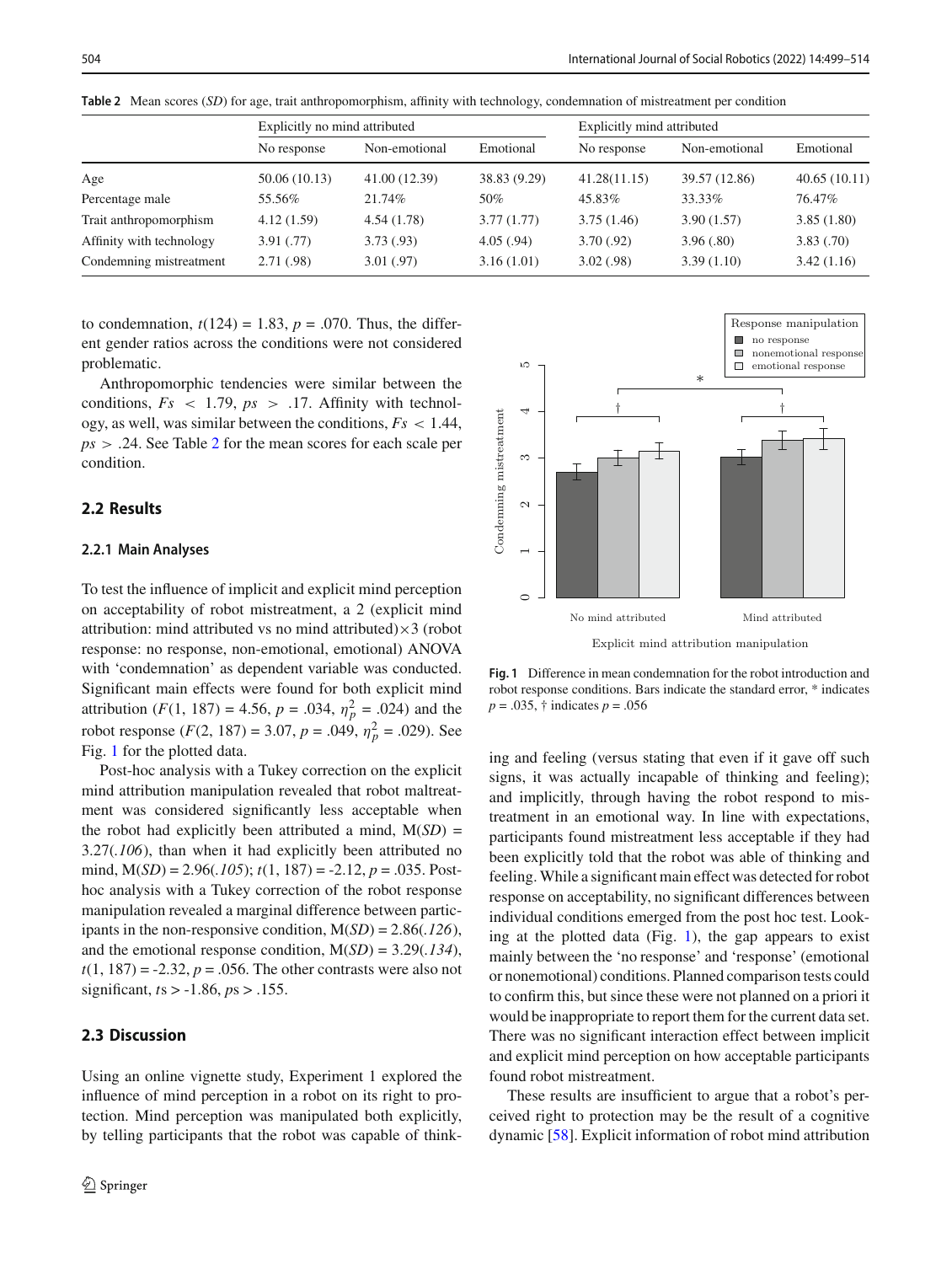**Table 2** Mean scores (*SD*) for age, trait anthropomorphism, affinity with technology, condemnation of mistreatment per condition

| | Explicitly no mind attributed | | | Explicitly mind attributed | | |
|---|---|---|---|---|---|---|
| | No response | Non-emotional | Emotional | No response | Non-emotional | Emotional |
| Age | 50.06 (10.13) | 41.00 (12.39) | 38.83 (9.29) | 41.28(11.15) | 39.57 (12.86) | 40.65 (10.11) |
| Percentage male | 55.56% | 21.74% | 50% | 45.83% | 33.33% | 76.47% |
| Trait anthropomorphism | 4.12 (1.59) | 4.54 (1.78) | 3.77 (1.77) | 3.75 (1.46) | 3.90 (1.57) | 3.85 (1.80) |
| Affinity with technology | 3.91 (.77) | 3.73 (.93) | 4.05 (.94) | 3.70 (.92) | 3.96 (.80) | 3.83 (.70) |
| Condemning mistreatment | 2.71 (.98) | 3.01 (.97) | 3.16 (1.01) | 3.02 (.98) | 3.39 (1.10) | 3.42 (1.16) |

to condemnation, $t(124) = 1.83$, $p = .070$. Thus, the different gender ratios across the conditions were not considered problematic.

Anthropomorphic tendencies were similar between the conditions, $Fs < 1.79$, $ps > .17$. Affinity with technology, as well, was similar between the conditions, $Fs < 1.44$, $ps > .24$. See Table 2 for the mean scores for each scale per condition.

## 2.2 Results

### 2.2.1 Main Analyses

To test the influence of implicit and explicit mind perception on acceptability of robot mistreatment, a 2 (explicit mind attribution: mind attributed vs no mind attributed)×3 (robot response: no response, non-emotional, emotional) ANOVA with 'condemnation' as dependent variable was conducted. Significant main effects were found for both explicit mind attribution ($F(1, 187) = 4.56$, $p = .034$, $\eta_p^2 = .024$) and the robot response ($F(2, 187) = 3.07$, $p = .049$, $\eta_p^2 = .029$). See Fig. 1 for the plotted data.

Post-hoc analysis with a Tukey correction on the explicit mind attribution manipulation revealed that robot maltreatment was considered significantly less acceptable when the robot had explicitly been attributed a mind, M(*SD*) = 3.27(*.106*), than when it had explicitly been attributed no mind, M(*SD*) = 2.96(*.105*); $t(1, 187) = -2.12$, $p = .035$. Post-hoc analysis with a Tukey correction of the robot response manipulation revealed a marginal difference between participants in the non-responsive condition, M(*SD*) = 2.86(*.126*), and the emotional response condition, M(*SD*) = 3.29(*.134*), $t(1, 187) = -2.32$, $p = .056$. The other contrasts were also not significant, $ts > -1.86$, $ps > .155$.

**Fig. 1** Difference in mean condemnation for the robot introduction and robot response conditions. Bars indicate the standard error, * indicates $p = .035$, † indicates $p = .056$

## 2.3 Discussion

Using an online vignette study, Experiment 1 explored the influence of mind perception in a robot on its right to protection. Mind perception was manipulated both explicitly, by telling participants that the robot was capable of thinking and feeling (versus stating that even if it gave off such signs, it was actually incapable of thinking and feeling); and implicitly, through having the robot respond to mistreatment in an emotional way. In line with expectations, participants found mistreatment less acceptable if they had been explicitly told that the robot was able of thinking and feeling. While a significant main effect was detected for robot response on acceptability, no significant differences between individual conditions emerged from the post hoc test. Looking at the plotted data (Fig. 1), the gap appears to exist mainly between the 'no response' and 'response' (emotional or nonemotional) conditions. Planned comparison tests could to confirm this, but since these were not planned on a priori it would be inappropriate to report them for the current data set. There was no significant interaction effect between implicit and explicit mind perception on how acceptable participants found robot mistreatment.

These results are insufficient to argue that a robot's perceived right to protection may be the result of a cognitive dynamic [58]. Explicit information of robot mind attribution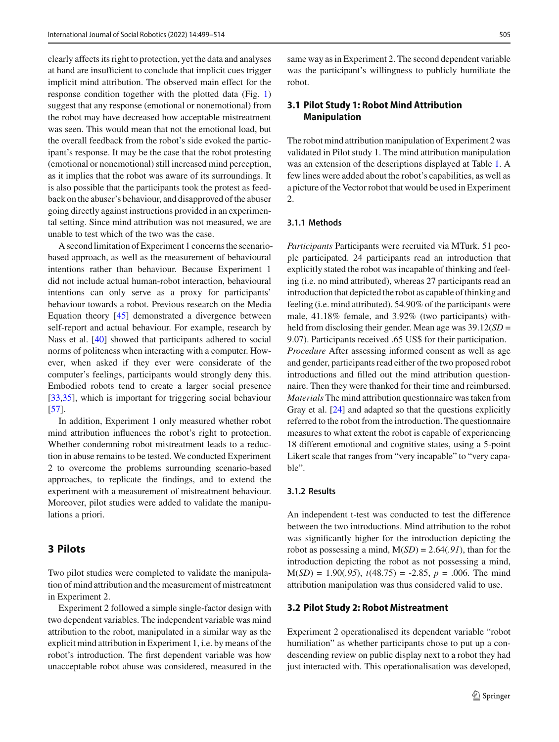clearly affects its right to protection, yet the data and analyses at hand are insufficient to conclude that implicit cues trigger implicit mind attribution. The observed main effect for the response condition together with the plotted data (Fig. 1) suggest that any response (emotional or nonemotional) from the robot may have decreased how acceptable mistreatment was seen. This would mean that not the emotional load, but the overall feedback from the robot's side evoked the participant's response. It may be the case that the robot protesting (emotional or nonemotional) still increased mind perception, as it implies that the robot was aware of its surroundings. It is also possible that the participants took the protest as feedback on the abuser's behaviour, and disapproved of the abuser going directly against instructions provided in an experimental setting. Since mind attribution was not measured, we are unable to test which of the two was the case.

A second limitation of Experiment 1 concerns the scenario-based approach, as well as the measurement of behavioural intentions rather than behaviour. Because Experiment 1 did not include actual human-robot interaction, behavioural intentions can only serve as a proxy for participants' behaviour towards a robot. Previous research on the Media Equation theory [45] demonstrated a divergence between self-report and actual behaviour. For example, research by Nass et al. [40] showed that participants adhered to social norms of politeness when interacting with a computer. However, when asked if they ever were considerate of the computer's feelings, participants would strongly deny this. Embodied robots tend to create a larger social presence [33,35], which is important for triggering social behaviour [57].

In addition, Experiment 1 only measured whether robot mind attribution influences the robot's right to protection. Whether condemning robot mistreatment leads to a reduction in abuse remains to be tested. We conducted Experiment 2 to overcome the problems surrounding scenario-based approaches, to replicate the findings, and to extend the experiment with a measurement of mistreatment behaviour. Moreover, pilot studies were added to validate the manipulations a priori.

# 3 Pilots

Two pilot studies were completed to validate the manipulation of mind attribution and the measurement of mistreatment in Experiment 2.

Experiment 2 followed a simple single-factor design with two dependent variables. The independent variable was mind attribution to the robot, manipulated in a similar way as the explicit mind attribution in Experiment 1, i.e. by means of the robot's introduction. The first dependent variable was how unacceptable robot abuse was considered, measured in the same way as in Experiment 2. The second dependent variable was the participant's willingness to publicly humiliate the robot.

## 3.1 Pilot Study 1: Robot Mind Attribution Manipulation

The robot mind attribution manipulation of Experiment 2 was validated in Pilot study 1. The mind attribution manipulation was an extension of the descriptions displayed at Table 1. A few lines were added about the robot's capabilities, as well as a picture of the Vector robot that would be used in Experiment 2.

### 3.1.1 Methods

*Participants* Participants were recruited via MTurk. 51 people participated. 24 participants read an introduction that explicitly stated the robot was incapable of thinking and feeling (i.e. no mind attributed), whereas 27 participants read an introduction that depicted the robot as capable of thinking and feeling (i.e. mind attributed). 54.90% of the participants were male, 41.18% female, and 3.92% (two participants) withheld from disclosing their gender. Mean age was 39.12($SD$ = 9.07). Participants received .65 US$ for their participation.

*Procedure* After assessing informed consent as well as age and gender, participants read either of the two proposed robot introductions and filled out the mind attribution questionnaire. Then they were thanked for their time and reimbursed.

*Materials* The mind attribution questionnaire was taken from Gray et al. [24] and adapted so that the questions explicitly referred to the robot from the introduction. The questionnaire measures to what extent the robot is capable of experiencing 18 different emotional and cognitive states, using a 5-point Likert scale that ranges from "very incapable" to "very capable".

### 3.1.2 Results

An independent t-test was conducted to test the difference between the two introductions. Mind attribution to the robot was significantly higher for the introduction depicting the robot as possessing a mind, $M(SD) = 2.64(.91)$, than for the introduction depicting the robot as not possessing a mind, $M(SD) = 1.90(.95)$, $t(48.75) = -2.85$, $p = .006$. The mind attribution manipulation was thus considered valid to use.

## 3.2 Pilot Study 2: Robot Mistreatment

Experiment 2 operationalised its dependent variable "robot humiliation" as whether participants chose to put up a condescending review on public display next to a robot they had just interacted with. This operationalisation was developed,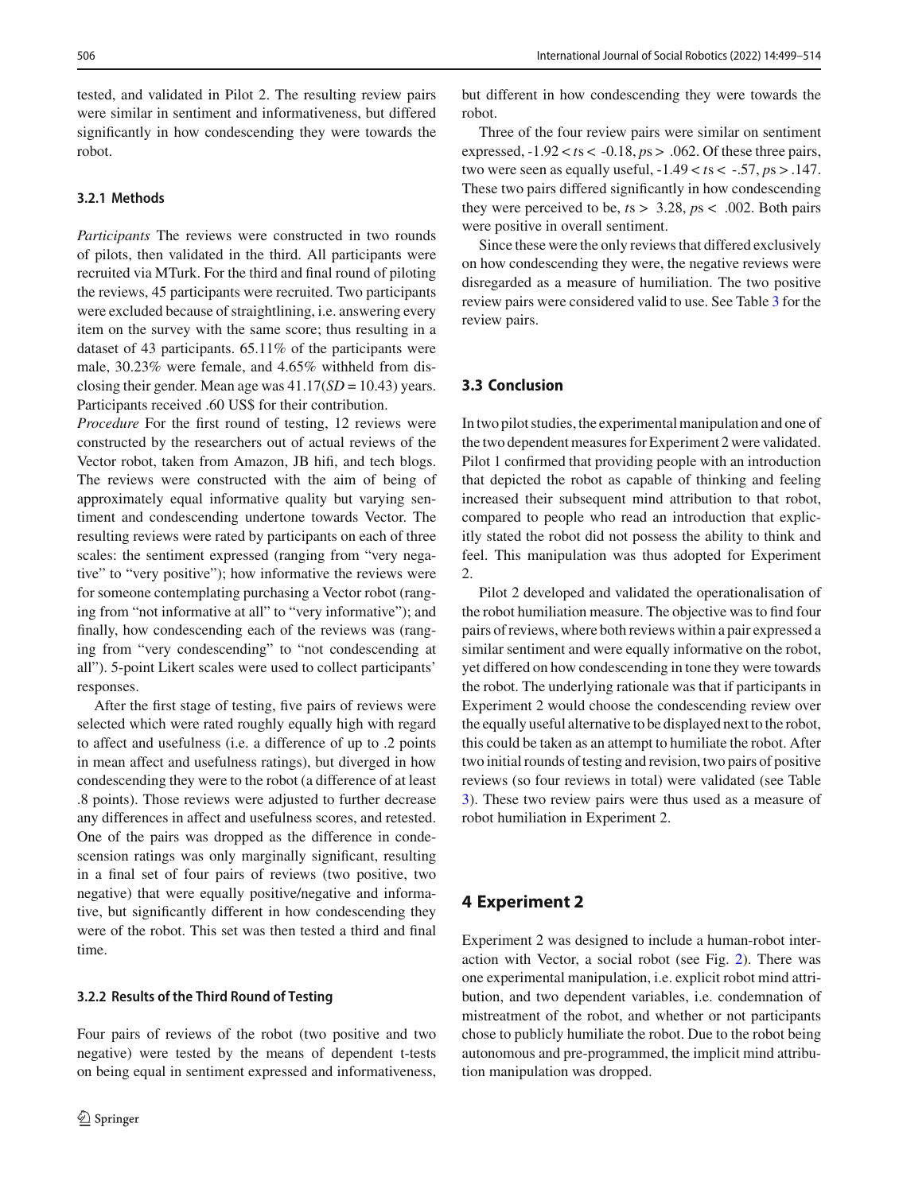tested, and validated in Pilot 2. The resulting review pairs were similar in sentiment and informativeness, but differed significantly in how condescending they were towards the robot.

#### 3.2.1 Methods

*Participants* The reviews were constructed in two rounds of pilots, then validated in the third. All participants were recruited via MTurk. For the third and final round of piloting the reviews, 45 participants were recruited. Two participants were excluded because of straightlining, i.e. answering every item on the survey with the same score; thus resulting in a dataset of 43 participants. 65.11% of the participants were male, 30.23% were female, and 4.65% withheld from disclosing their gender. Mean age was 41.17($SD$ = 10.43) years. Participants received .60 US$ for their contribution.

*Procedure* For the first round of testing, 12 reviews were constructed by the researchers out of actual reviews of the Vector robot, taken from Amazon, JB hifi, and tech blogs. The reviews were constructed with the aim of being of approximately equal informative quality but varying sentiment and condescending undertone towards Vector. The resulting reviews were rated by participants on each of three scales: the sentiment expressed (ranging from "very negative" to "very positive"); how informative the reviews were for someone contemplating purchasing a Vector robot (ranging from "not informative at all" to "very informative"); and finally, how condescending each of the reviews was (ranging from "very condescending" to "not condescending at all"). 5-point Likert scales were used to collect participants' responses.

After the first stage of testing, five pairs of reviews were selected which were rated roughly equally high with regard to affect and usefulness (i.e. a difference of up to .2 points in mean affect and usefulness ratings), but diverged in how condescending they were to the robot (a difference of at least .8 points). Those reviews were adjusted to further decrease any differences in affect and usefulness scores, and retested. One of the pairs was dropped as the difference in condescension ratings was only marginally significant, resulting in a final set of four pairs of reviews (two positive, two negative) that were equally positive/negative and informative, but significantly different in how condescending they were of the robot. This set was then tested a third and final time.

#### 3.2.2 Results of the Third Round of Testing

Four pairs of reviews of the robot (two positive and two negative) were tested by the means of dependent t-tests on being equal in sentiment expressed and informativeness, but different in how condescending they were towards the robot.

Three of the four review pairs were similar on sentiment expressed, $-1.92 < t\text{s} < -0.18$, $p\text{s} > .062$. Of these three pairs, two were seen as equally useful, $-1.49 < t\text{s} < -.57$, $p\text{s} > .147$. These two pairs differed significantly in how condescending they were perceived to be, $t\text{s} > 3.28$, $p\text{s} < .002$. Both pairs were positive in overall sentiment.

Since these were the only reviews that differed exclusively on how condescending they were, the negative reviews were disregarded as a measure of humiliation. The two positive review pairs were considered valid to use. See Table 3 for the review pairs.

### 3.3 Conclusion

In two pilot studies, the experimental manipulation and one of the two dependent measures for Experiment 2 were validated. Pilot 1 confirmed that providing people with an introduction that depicted the robot as capable of thinking and feeling increased their subsequent mind attribution to that robot, compared to people who read an introduction that explicitly stated the robot did not possess the ability to think and feel. This manipulation was thus adopted for Experiment 2.

Pilot 2 developed and validated the operationalisation of the robot humiliation measure. The objective was to find four pairs of reviews, where both reviews within a pair expressed a similar sentiment and were equally informative on the robot, yet differed on how condescending in tone they were towards the robot. The underlying rationale was that if participants in Experiment 2 would choose the condescending review over the equally useful alternative to be displayed next to the robot, this could be taken as an attempt to humiliate the robot. After two initial rounds of testing and revision, two pairs of positive reviews (so four reviews in total) were validated (see Table 3). These two review pairs were thus used as a measure of robot humiliation in Experiment 2.

## 4 Experiment 2

Experiment 2 was designed to include a human-robot interaction with Vector, a social robot (see Fig. 2). There was one experimental manipulation, i.e. explicit robot mind attribution, and two dependent variables, i.e. condemnation of mistreatment of the robot, and whether or not participants chose to publicly humiliate the robot. Due to the robot being autonomous and pre-programmed, the implicit mind attribution manipulation was dropped.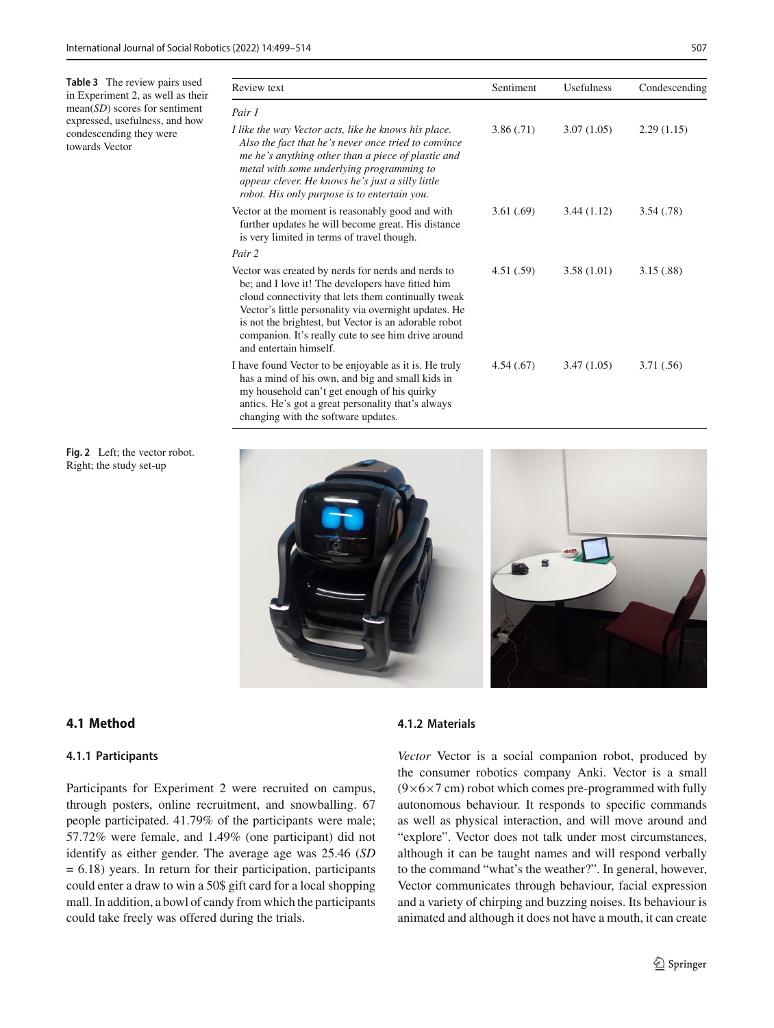**Table 3** The review pairs used in Experiment 2, as well as their mean(*SD*) scores for sentiment expressed, usefulness, and how condescending they were towards Vector

| Review text | Sentiment | Usefulness | Condescending |
|---|---|---|---|
| *Pair 1* | | | |
| *I like the way Vector acts, like he knows his place. Also the fact that he's never once tried to convince me he's anything other than a piece of plastic and metal with some underlying programming to appear clever. He knows he's just a silly little robot. His only purpose is to entertain you.* | 3.86 (.71) | 3.07 (1.05) | 2.29 (1.15) |
| Vector at the moment is reasonably good and with further updates he will become great. His distance is very limited in terms of travel though. | 3.61 (.69) | 3.44 (1.12) | 3.54 (.78) |
| *Pair 2* | | | |
| Vector was created by nerds for nerds and nerds to be; and I love it! The developers have fitted him cloud connectivity that lets them continually tweak Vector's little personality via overnight updates. He is not the brightest, but Vector is an adorable robot companion. It's really cute to see him drive around and entertain himself. | 4.51 (.59) | 3.58 (1.01) | 3.15 (.88) |
| I have found Vector to be enjoyable as it is. He truly has a mind of his own, and big and small kids in my household can't get enough of his quirky antics. He's got a great personality that's always changing with the software updates. | 4.54 (.67) | 3.47 (1.05) | 3.71 (.56) |

**Fig. 2** Left; the vector robot. Right; the study set-up

## 4.1 Method

### 4.1.1 Participants

Participants for Experiment 2 were recruited on campus, through posters, online recruitment, and snowballing. 67 people participated. 41.79% of the participants were male; 57.72% were female, and 1.49% (one participant) did not identify as either gender. The average age was 25.46 (*SD* = 6.18) years. In return for their participation, participants could enter a draw to win a 50$ gift card for a local shopping mall. In addition, a bowl of candy from which the participants could take freely was offered during the trials.

### 4.1.2 Materials

*Vector* Vector is a social companion robot, produced by the consumer robotics company Anki. Vector is a small ($9 \times 6 \times 7$ cm) robot which comes pre-programmed with fully autonomous behaviour. It responds to specific commands as well as physical interaction, and will move around and "explore". Vector does not talk under most circumstances, although it can be taught names and will respond verbally to the command "what's the weather?". In general, however, Vector communicates through behaviour, facial expression and a variety of chirping and buzzing noises. Its behaviour is animated and although it does not have a mouth, it can create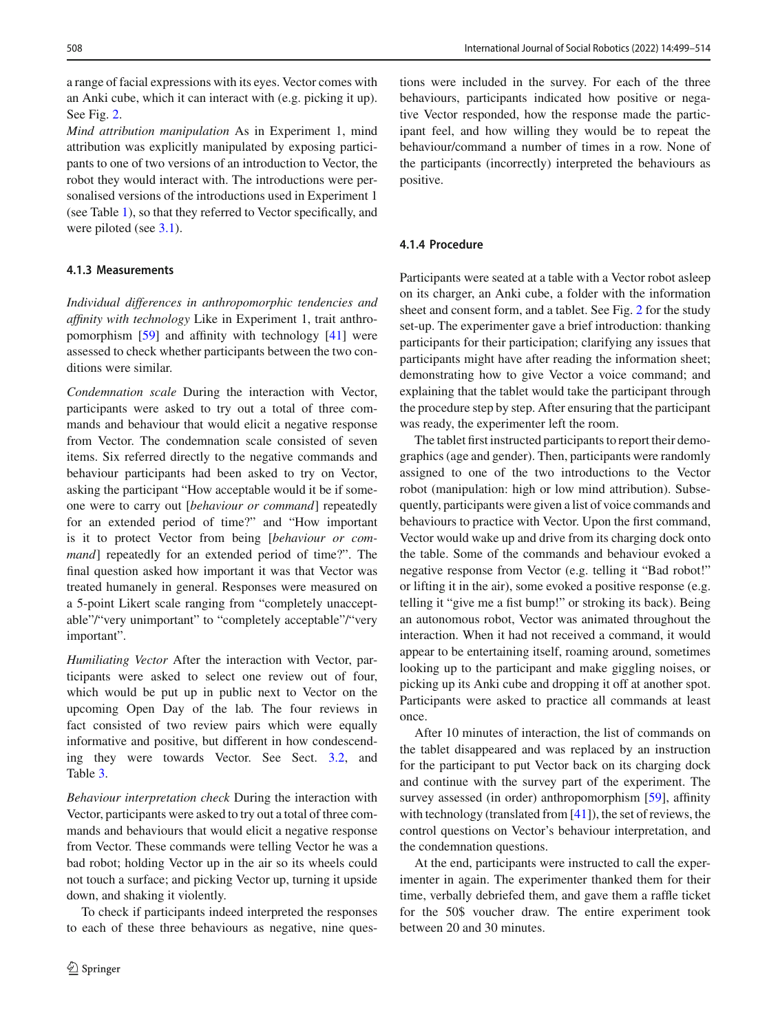a range of facial expressions with its eyes. Vector comes with an Anki cube, which it can interact with (e.g. picking it up). See Fig. 2.

*Mind attribution manipulation* As in Experiment 1, mind attribution was explicitly manipulated by exposing participants to one of two versions of an introduction to Vector, the robot they would interact with. The introductions were personalised versions of the introductions used in Experiment 1 (see Table 1), so that they referred to Vector specifically, and were piloted (see 3.1).

#### 4.1.3 Measurements

*Individual differences in anthropomorphic tendencies and affinity with technology* Like in Experiment 1, trait anthropomorphism [59] and affinity with technology [41] were assessed to check whether participants between the two conditions were similar.

*Condemnation scale* During the interaction with Vector, participants were asked to try out a total of three commands and behaviour that would elicit a negative response from Vector. The condemnation scale consisted of seven items. Six referred directly to the negative commands and behaviour participants had been asked to try on Vector, asking the participant "How acceptable would it be if someone were to carry out [*behaviour or command*] repeatedly for an extended period of time?" and "How important is it to protect Vector from being [*behaviour or command*] repeatedly for an extended period of time?". The final question asked how important it was that Vector was treated humanely in general. Responses were measured on a 5-point Likert scale ranging from "completely unacceptable"/"very unimportant" to "completely acceptable"/"very important".

*Humiliating Vector* After the interaction with Vector, participants were asked to select one review out of four, which would be put up in public next to Vector on the upcoming Open Day of the lab. The four reviews in fact consisted of two review pairs which were equally informative and positive, but different in how condescending they were towards Vector. See Sect. 3.2, and Table 3.

*Behaviour interpretation check* During the interaction with Vector, participants were asked to try out a total of three commands and behaviours that would elicit a negative response from Vector. These commands were telling Vector he was a bad robot; holding Vector up in the air so its wheels could not touch a surface; and picking Vector up, turning it upside down, and shaking it violently.

To check if participants indeed interpreted the responses to each of these three behaviours as negative, nine questions were included in the survey. For each of the three behaviours, participants indicated how positive or negative Vector responded, how the response made the participant feel, and how willing they would be to repeat the behaviour/command a number of times in a row. None of the participants (incorrectly) interpreted the behaviours as positive.

#### 4.1.4 Procedure

Participants were seated at a table with a Vector robot asleep on its charger, an Anki cube, a folder with the information sheet and consent form, and a tablet. See Fig. 2 for the study set-up. The experimenter gave a brief introduction: thanking participants for their participation; clarifying any issues that participants might have after reading the information sheet; demonstrating how to give Vector a voice command; and explaining that the tablet would take the participant through the procedure step by step. After ensuring that the participant was ready, the experimenter left the room.

The tablet first instructed participants to report their demographics (age and gender). Then, participants were randomly assigned to one of the two introductions to the Vector robot (manipulation: high or low mind attribution). Subsequently, participants were given a list of voice commands and behaviours to practice with Vector. Upon the first command, Vector would wake up and drive from its charging dock onto the table. Some of the commands and behaviour evoked a negative response from Vector (e.g. telling it "Bad robot!" or lifting it in the air), some evoked a positive response (e.g. telling it "give me a fist bump!" or stroking its back). Being an autonomous robot, Vector was animated throughout the interaction. When it had not received a command, it would appear to be entertaining itself, roaming around, sometimes looking up to the participant and make giggling noises, or picking up its Anki cube and dropping it off at another spot. Participants were asked to practice all commands at least once.

After 10 minutes of interaction, the list of commands on the tablet disappeared and was replaced by an instruction for the participant to put Vector back on its charging dock and continue with the survey part of the experiment. The survey assessed (in order) anthropomorphism [59], affinity with technology (translated from [41]), the set of reviews, the control questions on Vector's behaviour interpretation, and the condemnation questions.

At the end, participants were instructed to call the experimenter in again. The experimenter thanked them for their time, verbally debriefed them, and gave them a raffle ticket for the 50$ voucher draw. The entire experiment took between 20 and 30 minutes.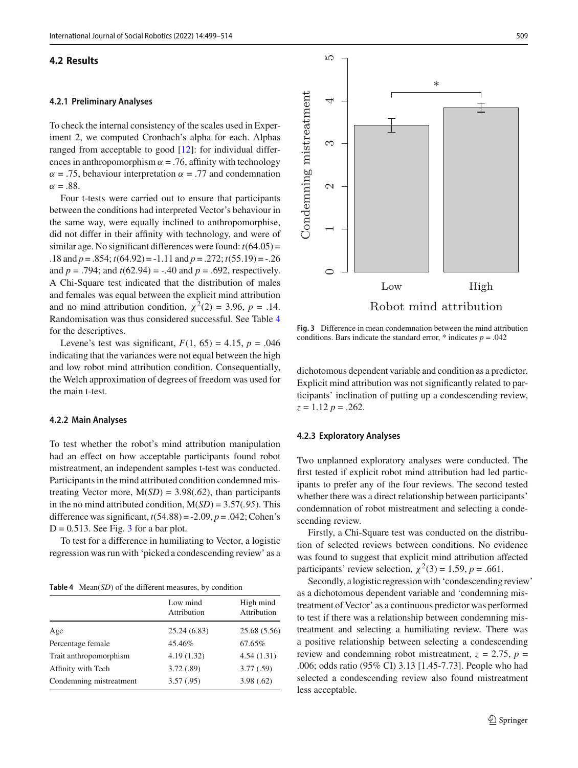### 4.2 Results

#### 4.2.1 Preliminary Analyses

To check the internal consistency of the scales used in Experiment 2, we computed Cronbach's alpha for each. Alphas ranged from acceptable to good [12]: for individual differences in anthropomorphism $\alpha$ = .76, affinity with technology $\alpha$ = .75, behaviour interpretation $\alpha$ = .77 and condemnation $\alpha$ = .88.

Four t-tests were carried out to ensure that participants between the conditions had interpreted Vector's behaviour in the same way, were equally inclined to anthropomorphise, did not differ in their affinity with technology, and were of similar age. No significant differences were found: $t(64.05)$ = .18 and $p$ = .854; $t(64.92)$ = -1.11 and $p$ = .272; $t(55.19)$ = -.26 and $p$ = .794; and $t(62.94)$ = -.40 and $p$ = .692, respectively. A Chi-Square test indicated that the distribution of males and females was equal between the explicit mind attribution and no mind attribution condition, $\chi^2(2)$ = 3.96, $p$ = .14. Randomisation was thus considered successful. See Table 4 for the descriptives.

Levene's test was significant, $F(1, 65)$ = 4.15, $p$ = .046 indicating that the variances were not equal between the high and low robot mind attribution condition. Consequentially, the Welch approximation of degrees of freedom was used for the main t-test.

#### 4.2.2 Main Analyses

To test whether the robot's mind attribution manipulation had an effect on how acceptable participants found robot mistreatment, an independent samples t-test was conducted. Participants in the mind attributed condition condemned mistreating Vector more, M(*SD*) = 3.98(*.62*), than participants in the no mind attributed condition, M(*SD*) = 3.57(*.95*). This difference was significant, $t(54.88)$ = -2.09, $p$ = .042; Cohen's D = 0.513. See Fig. 3 for a bar plot.

To test for a difference in humiliating to Vector, a logistic regression was run with 'picked a condescending review' as a dichotomous dependent variable and condition as a predictor. Explicit mind attribution was not significantly related to participants' inclination of putting up a condescending review, $z$ = 1.12 $p$ = .262.

**Table 4** Mean(*SD*) of the different measures, by condition

| | Low mind Attribution | High mind Attribution |
|---|---|---|
| Age | 25.24 (6.83) | 25.68 (5.56) |
| Percentage female | 45.46% | 67.65% |
| Trait anthropomorphism | 4.19 (1.32) | 4.54 (1.31) |
| Affinity with Tech | 3.72 (.89) | 3.77 (.59) |
| Condemning mistreatment | 3.57 (.95) | 3.98 (.62) |

**Fig. 3** Difference in mean condemnation between the mind attribution conditions. Bars indicate the standard error, * indicates $p$ = .042

#### 4.2.3 Exploratory Analyses

Two unplanned exploratory analyses were conducted. The first tested if explicit robot mind attribution had led participants to prefer any of the four reviews. The second tested whether there was a direct relationship between participants' condemnation of robot mistreatment and selecting a condescending review.

Firstly, a Chi-Square test was conducted on the distribution of selected reviews between conditions. No evidence was found to suggest that explicit mind attribution affected participants' review selection, $\chi^2(3)$ = 1.59, $p$ = .661.

Secondly, a logistic regression with 'condescending review' as a dichotomous dependent variable and 'condemning mistreatment of Vector' as a continuous predictor was performed to test if there was a relationship between condemning mistreatment and selecting a humiliating review. There was a positive relationship between selecting a condescending review and condemning robot mistreatment, $z$ = 2.75, $p$ = .006; odds ratio (95% CI) 3.13 [1.45-7.73]. People who had selected a condescending review also found mistreatment less acceptable.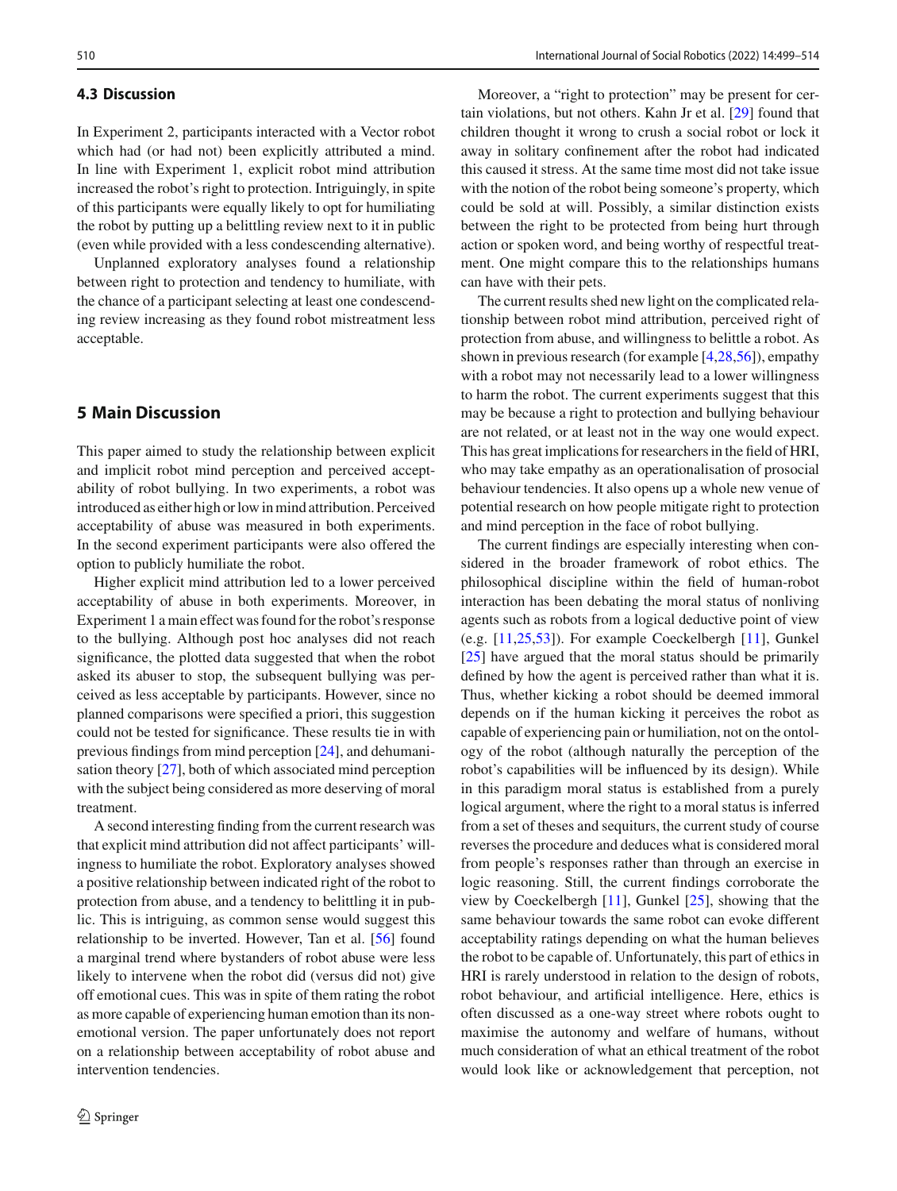### 4.3 Discussion

In Experiment 2, participants interacted with a Vector robot which had (or had not) been explicitly attributed a mind. In line with Experiment 1, explicit robot mind attribution increased the robot's right to protection. Intriguingly, in spite of this participants were equally likely to opt for humiliating the robot by putting up a belittling review next to it in public (even while provided with a less condescending alternative).

Unplanned exploratory analyses found a relationship between right to protection and tendency to humiliate, with the chance of a participant selecting at least one condescending review increasing as they found robot mistreatment less acceptable.

## 5 Main Discussion

This paper aimed to study the relationship between explicit and implicit robot mind perception and perceived acceptability of robot bullying. In two experiments, a robot was introduced as either high or low in mind attribution. Perceived acceptability of abuse was measured in both experiments. In the second experiment participants were also offered the option to publicly humiliate the robot.

Higher explicit mind attribution led to a lower perceived acceptability of abuse in both experiments. Moreover, in Experiment 1 a main effect was found for the robot's response to the bullying. Although post hoc analyses did not reach significance, the plotted data suggested that when the robot asked its abuser to stop, the subsequent bullying was perceived as less acceptable by participants. However, since no planned comparisons were specified a priori, this suggestion could not be tested for significance. These results tie in with previous findings from mind perception [24], and dehumanisation theory [27], both of which associated mind perception with the subject being considered as more deserving of moral treatment.

A second interesting finding from the current research was that explicit mind attribution did not affect participants' willingness to humiliate the robot. Exploratory analyses showed a positive relationship between indicated right of the robot to protection from abuse, and a tendency to belittling it in public. This is intriguing, as common sense would suggest this relationship to be inverted. However, Tan et al. [56] found a marginal trend where bystanders of robot abuse were less likely to intervene when the robot did (versus did not) give off emotional cues. This was in spite of them rating the robot as more capable of experiencing human emotion than its non-emotional version. The paper unfortunately does not report on a relationship between acceptability of robot abuse and intervention tendencies.

Moreover, a "right to protection" may be present for certain violations, but not others. Kahn Jr et al. [29] found that children thought it wrong to crush a social robot or lock it away in solitary confinement after the robot had indicated this caused it stress. At the same time most did not take issue with the notion of the robot being someone's property, which could be sold at will. Possibly, a similar distinction exists between the right to be protected from being hurt through action or spoken word, and being worthy of respectful treatment. One might compare this to the relationships humans can have with their pets.

The current results shed new light on the complicated relationship between robot mind attribution, perceived right of protection from abuse, and willingness to belittle a robot. As shown in previous research (for example [4,28,56]), empathy with a robot may not necessarily lead to a lower willingness to harm the robot. The current experiments suggest that this may be because a right to protection and bullying behaviour are not related, or at least not in the way one would expect. This has great implications for researchers in the field of HRI, who may take empathy as an operationalisation of prosocial behaviour tendencies. It also opens up a whole new venue of potential research on how people mitigate right to protection and mind perception in the face of robot bullying.

The current findings are especially interesting when considered in the broader framework of robot ethics. The philosophical discipline within the field of human-robot interaction has been debating the moral status of nonliving agents such as robots from a logical deductive point of view (e.g. [11,25,53]). For example Coeckelbergh [11], Gunkel [25] have argued that the moral status should be primarily defined by how the agent is perceived rather than what it is. Thus, whether kicking a robot should be deemed immoral depends on if the human kicking it perceives the robot as capable of experiencing pain or humiliation, not on the ontology of the robot (although naturally the perception of the robot's capabilities will be influenced by its design). While in this paradigm moral status is established from a purely logical argument, where the right to a moral status is inferred from a set of theses and sequiturs, the current study of course reverses the procedure and deduces what is considered moral from people's responses rather than through an exercise in logic reasoning. Still, the current findings corroborate the view by Coeckelbergh [11], Gunkel [25], showing that the same behaviour towards the same robot can evoke different acceptability ratings depending on what the human believes the robot to be capable of. Unfortunately, this part of ethics in HRI is rarely understood in relation to the design of robots, robot behaviour, and artificial intelligence. Here, ethics is often discussed as a one-way street where robots ought to maximise the autonomy and welfare of humans, without much consideration of what an ethical treatment of the robot would look like or acknowledgement that perception, not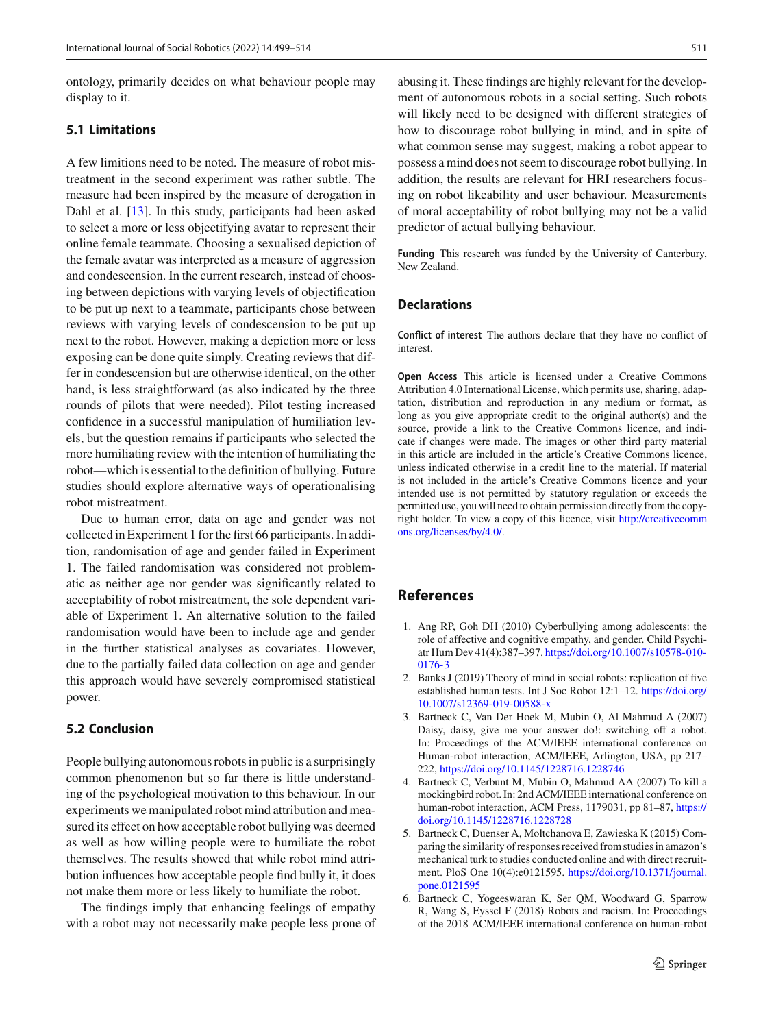ontology, primarily decides on what behaviour people may display to it.

### 5.1 Limitations

A few limitions need to be noted. The measure of robot mistreatment in the second experiment was rather subtle. The measure had been inspired by the measure of derogation in Dahl et al. [13]. In this study, participants had been asked to select a more or less objectifying avatar to represent their online female teammate. Choosing a sexualised depiction of the female avatar was interpreted as a measure of aggression and condescension. In the current research, instead of choosing between depictions with varying levels of objectification to be put up next to a teammate, participants chose between reviews with varying levels of condescension to be put up next to the robot. However, making a depiction more or less exposing can be done quite simply. Creating reviews that differ in condescension but are otherwise identical, on the other hand, is less straightforward (as also indicated by the three rounds of pilots that were needed). Pilot testing increased confidence in a successful manipulation of humiliation levels, but the question remains if participants who selected the more humiliating review with the intention of humiliating the robot—which is essential to the definition of bullying. Future studies should explore alternative ways of operationalising robot mistreatment.

Due to human error, data on age and gender was not collected in Experiment 1 for the first 66 participants. In addition, randomisation of age and gender failed in Experiment 1. The failed randomisation was considered not problematic as neither age nor gender was significantly related to acceptability of robot mistreatment, the sole dependent variable of Experiment 1. An alternative solution to the failed randomisation would have been to include age and gender in the further statistical analyses as covariates. However, due to the partially failed data collection on age and gender this approach would have severely compromised statistical power.

### 5.2 Conclusion

People bullying autonomous robots in public is a surprisingly common phenomenon but so far there is little understanding of the psychological motivation to this behaviour. In our experiments we manipulated robot mind attribution and measured its effect on how acceptable robot bullying was deemed as well as how willing people were to humiliate the robot themselves. The results showed that while robot mind attribution influences how acceptable people find bully it, it does not make them more or less likely to humiliate the robot.

The findings imply that enhancing feelings of empathy with a robot may not necessarily make people less prone of abusing it. These findings are highly relevant for the development of autonomous robots in a social setting. Such robots will likely need to be designed with different strategies of how to discourage robot bullying in mind, and in spite of what common sense may suggest, making a robot appear to possess a mind does not seem to discourage robot bullying. In addition, the results are relevant for HRI researchers focusing on robot likeability and user behaviour. Measurements of moral acceptability of robot bullying may not be a valid predictor of actual bullying behaviour.

**Funding** This research was funded by the University of Canterbury, New Zealand.

## Declarations

**Conflict of interest** The authors declare that they have no conflict of interest.

**Open Access** This article is licensed under a Creative Commons Attribution 4.0 International License, which permits use, sharing, adaptation, distribution and reproduction in any medium or format, as long as you give appropriate credit to the original author(s) and the source, provide a link to the Creative Commons licence, and indicate if changes were made. The images or other third party material in this article are included in the article's Creative Commons licence, unless indicated otherwise in a credit line to the material. If material is not included in the article's Creative Commons licence and your intended use is not permitted by statutory regulation or exceeds the permitted use, you will need to obtain permission directly from the copyright holder. To view a copy of this licence, visit http://creativecommons.org/licenses/by/4.0/.

## References

1. Ang RP, Goh DH (2010) Cyberbullying among adolescents: the role of affective and cognitive empathy, and gender. Child Psychiatr Hum Dev 41(4):387–397. https://doi.org/10.1007/s10578-010-0176-3
2. Banks J (2019) Theory of mind in social robots: replication of five established human tests. Int J Soc Robot 12:1–12. https://doi.org/10.1007/s12369-019-00588-x
3. Bartneck C, Van Der Hoek M, Mubin O, Al Mahmud A (2007) Daisy, daisy, give me your answer do!: switching off a robot. In: Proceedings of the ACM/IEEE international conference on Human-robot interaction, ACM/IEEE, Arlington, USA, pp 217–222, https://doi.org/10.1145/1228716.1228746
4. Bartneck C, Verbunt M, Mubin O, Mahmud AA (2007) To kill a mockingbird robot. In: 2nd ACM/IEEE international conference on human-robot interaction, ACM Press, 1179031, pp 81–87, https://doi.org/10.1145/1228716.1228728
5. Bartneck C, Duenser A, Moltchanova E, Zawieska K (2015) Comparing the similarity of responses received from studies in amazon's mechanical turk to studies conducted online and with direct recruitment. PloS One 10(4):e0121595. https://doi.org/10.1371/journal.pone.0121595
6. Bartneck C, Yogeeswaran K, Ser QM, Woodward G, Sparrow R, Wang S, Eyssel F (2018) Robots and racism. In: Proceedings of the 2018 ACM/IEEE international conference on human-robot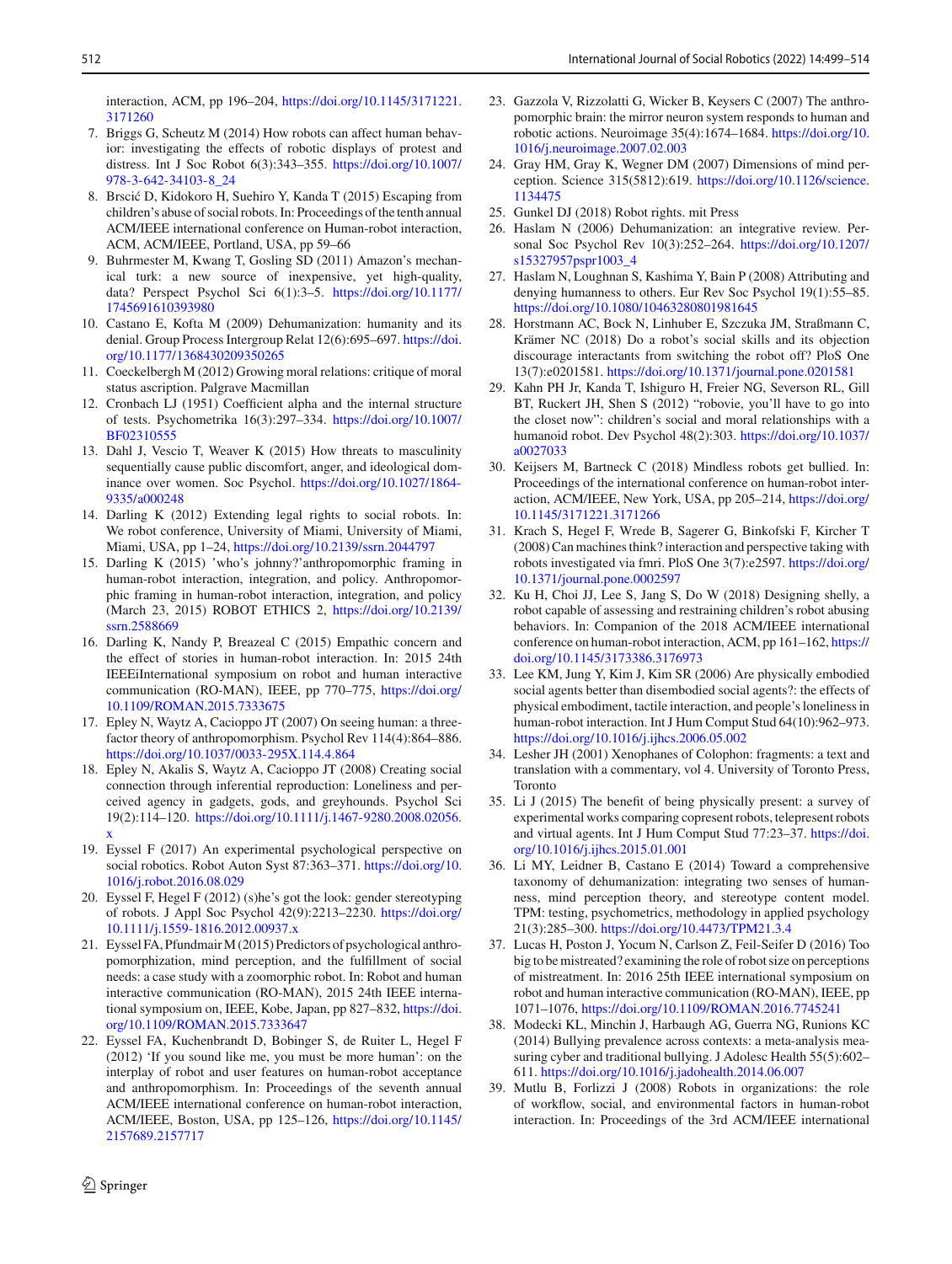interaction, ACM, pp 196–204, https://doi.org/10.1145/3171221.3171260

7. Briggs G, Scheutz M (2014) How robots can affect human behavior: investigating the effects of robotic displays of protest and distress. Int J Soc Robot 6(3):343–355. https://doi.org/10.1007/978-3-642-34103-8_24
8. Brscić D, Kidokoro H, Suehiro Y, Kanda T (2015) Escaping from children's abuse of social robots. In: Proceedings of the tenth annual ACM/IEEE international conference on Human-robot interaction, ACM, ACM/IEEE, Portland, USA, pp 59–66
9. Buhrmester M, Kwang T, Gosling SD (2011) Amazon's mechanical turk: a new source of inexpensive, yet high-quality, data? Perspect Psychol Sci 6(1):3–5. https://doi.org/10.1177/1745691610393980
10. Castano E, Kofta M (2009) Dehumanization: humanity and its denial. Group Process Intergroup Relat 12(6):695–697. https://doi.org/10.1177/1368430209350265
11. Coeckelbergh M (2012) Growing moral relations: critique of moral status ascription. Palgrave Macmillan
12. Cronbach LJ (1951) Coefficient alpha and the internal structure of tests. Psychometrika 16(3):297–334. https://doi.org/10.1007/BF02310555
13. Dahl J, Vescio T, Weaver K (2015) How threats to masculinity sequentially cause public discomfort, anger, and ideological dominance over women. Soc Psychol. https://doi.org/10.1027/1864-9335/a000248
14. Darling K (2012) Extending legal rights to social robots. In: We robot conference, University of Miami, University of Miami, Miami, USA, pp 1–24, https://doi.org/10.2139/ssrn.2044797
15. Darling K (2015) 'who's johnny?'anthropomorphic framing in human-robot interaction, integration, and policy. Anthropomorphic framing in human-robot interaction, integration, and policy (March 23, 2015) ROBOT ETHICS 2, https://doi.org/10.2139/ssrn.2588669
16. Darling K, Nandy P, Breazeal C (2015) Empathic concern and the effect of stories in human-robot interaction. In: 2015 24th IEEEiInternational symposium on robot and human interactive communication (RO-MAN), IEEE, pp 770–775, https://doi.org/10.1109/ROMAN.2015.7333675
17. Epley N, Waytz A, Cacioppo JT (2007) On seeing human: a three-factor theory of anthropomorphism. Psychol Rev 114(4):864–886. https://doi.org/10.1037/0033-295X.114.4.864
18. Epley N, Akalis S, Waytz A, Cacioppo JT (2008) Creating social connection through inferential reproduction: Loneliness and perceived agency in gadgets, gods, and greyhounds. Psychol Sci 19(2):114–120. https://doi.org/10.1111/j.1467-9280.2008.02056.x
19. Eyssel F (2017) An experimental psychological perspective on social robotics. Robot Auton Syst 87:363–371. https://doi.org/10.1016/j.robot.2016.08.029
20. Eyssel F, Hegel F (2012) (s)he's got the look: gender stereotyping of robots. J Appl Soc Psychol 42(9):2213–2230. https://doi.org/10.1111/j.1559-1816.2012.00937.x
21. Eyssel FA, Pfundmair M (2015) Predictors of psychological anthropomorphization, mind perception, and the fulfillment of social needs: a case study with a zoomorphic robot. In: Robot and human interactive communication (RO-MAN), 2015 24th IEEE international symposium on, IEEE, Kobe, Japan, pp 827–832, https://doi.org/10.1109/ROMAN.2015.7333647
22. Eyssel FA, Kuchenbrandt D, Bobinger S, de Ruiter L, Hegel F (2012) 'If you sound like me, you must be more human': on the interplay of robot and user features on human-robot acceptance and anthropomorphism. In: Proceedings of the seventh annual ACM/IEEE international conference on human-robot interaction, ACM/IEEE, Boston, USA, pp 125–126, https://doi.org/10.1145/2157689.2157717
23. Gazzola V, Rizzolatti G, Wicker B, Keysers C (2007) The anthropomorphic brain: the mirror neuron system responds to human and robotic actions. Neuroimage 35(4):1674–1684. https://doi.org/10.1016/j.neuroimage.2007.02.003
24. Gray HM, Gray K, Wegner DM (2007) Dimensions of mind perception. Science 315(5812):619. https://doi.org/10.1126/science.1134475
25. Gunkel DJ (2018) Robot rights. mit Press
26. Haslam N (2006) Dehumanization: an integrative review. Personal Soc Psychol Rev 10(3):252–264. https://doi.org/10.1207/s15327957pspr1003_4
27. Haslam N, Loughnan S, Kashima Y, Bain P (2008) Attributing and denying humanness to others. Eur Rev Soc Psychol 19(1):55–85. https://doi.org/10.1080/10463280801981645
28. Horstmann AC, Bock N, Linhuber E, Szczuka JM, Straßmann C, Krämer NC (2018) Do a robot's social skills and its objection discourage interactants from switching the robot off? PloS One 13(7):e0201581. https://doi.org/10.1371/journal.pone.0201581
29. Kahn PH Jr, Kanda T, Ishiguro H, Freier NG, Severson RL, Gill BT, Ruckert JH, Shen S (2012) "robovie, you'll have to go into the closet now": children's social and moral relationships with a humanoid robot. Dev Psychol 48(2):303. https://doi.org/10.1037/a0027033
30. Keijsers M, Bartneck C (2018) Mindless robots get bullied. In: Proceedings of the international conference on human-robot interaction, ACM/IEEE, New York, USA, pp 205–214, https://doi.org/10.1145/3171221.3171266
31. Krach S, Hegel F, Wrede B, Sagerer G, Binkofski F, Kircher T (2008) Can machines think? interaction and perspective taking with robots investigated via fmri. PloS One 3(7):e2597. https://doi.org/10.1371/journal.pone.0002597
32. Ku H, Choi JJ, Lee S, Jang S, Do W (2018) Designing shelly, a robot capable of assessing and restraining children's robot abusing behaviors. In: Companion of the 2018 ACM/IEEE international conference on human-robot interaction, ACM, pp 161–162, https://doi.org/10.1145/3173386.3176973
33. Lee KM, Jung Y, Kim J, Kim SR (2006) Are physically embodied social agents better than disembodied social agents?: the effects of physical embodiment, tactile interaction, and people's loneliness in human-robot interaction. Int J Hum Comput Stud 64(10):962–973. https://doi.org/10.1016/j.ijhcs.2006.05.002
34. Lesher JH (2001) Xenophanes of Colophon: fragments: a text and translation with a commentary, vol 4. University of Toronto Press, Toronto
35. Li J (2015) The benefit of being physically present: a survey of experimental works comparing copresent robots, telepresent robots and virtual agents. Int J Hum Comput Stud 77:23–37. https://doi.org/10.1016/j.ijhcs.2015.01.001
36. Li MY, Leidner B, Castano E (2014) Toward a comprehensive taxonomy of dehumanization: integrating two senses of humanness, mind perception theory, and stereotype content model. TPM: testing, psychometrics, methodology in applied psychology 21(3):285–300. https://doi.org/10.4473/TPM21.3.4
37. Lucas H, Poston J, Yocum N, Carlson Z, Feil-Seifer D (2016) Too big to be mistreated? examining the role of robot size on perceptions of mistreatment. In: 2016 25th IEEE international symposium on robot and human interactive communication (RO-MAN), IEEE, pp 1071–1076, https://doi.org/10.1109/ROMAN.2016.7745241
38. Modecki KL, Minchin J, Harbaugh AG, Guerra NG, Runions KC (2014) Bullying prevalence across contexts: a meta-analysis measuring cyber and traditional bullying. J Adolesc Health 55(5):602–611. https://doi.org/10.1016/j.jadohealth.2014.06.007
39. Mutlu B, Forlizzi J (2008) Robots in organizations: the role of workflow, social, and environmental factors in human-robot interaction. In: Proceedings of the 3rd ACM/IEEE international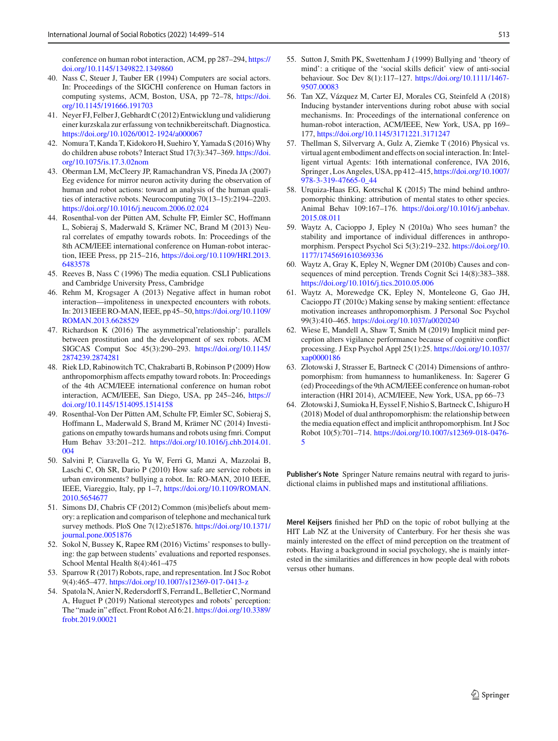conference on human robot interaction, ACM, pp 287–294, https://doi.org/10.1145/1349822.1349860

40. Nass C, Steuer J, Tauber ER (1994) Computers are social actors. In: Proceedings of the SIGCHI conference on Human factors in computing systems, ACM, Boston, USA, pp 72–78, https://doi.org/10.1145/191666.191703
41. Neyer FJ, Felber J, Gebhardt C (2012) Entwicklung und validierung einer kurzskala zur erfassung von technikbereitschaft. Diagnostica. https://doi.org/10.1026/0012-1924/a000067
42. Nomura T, Kanda T, Kidokoro H, Suehiro Y, Yamada S (2016) Why do children abuse robots? Interact Stud 17(3):347–369. https://doi.org/10.1075/is.17.3.02nom
43. Oberman LM, McCleery JP, Ramachandran VS, Pineda JA (2007) Eeg evidence for mirror neuron activity during the observation of human and robot actions: toward an analysis of the human qualities of interactive robots. Neurocomputing 70(13–15):2194–2203. https://doi.org/10.1016/j.neucom.2006.02.024
44. Rosenthal-von der Pütten AM, Schulte FP, Eimler SC, Hoffmann L, Sobieraj S, Maderwald S, Krämer NC, Brand M (2013) Neural correlates of empathy towards robots. In: Proceedings of the 8th ACM/IEEE international conference on Human-robot interaction, IEEE Press, pp 215–216, https://doi.org/10.1109/HRI.2013.6483578
45. Reeves B, Nass C (1996) The media equation. CSLI Publications and Cambridge University Press, Cambridge
46. Rehm M, Krogsager A (2013) Negative affect in human robot interaction—impoliteness in unexpected encounters with robots. In: 2013 IEEE RO-MAN, IEEE, pp 45–50, https://doi.org/10.1109/ROMAN.2013.6628529
47. Richardson K (2016) The asymmetrical'relationship': parallels between prostitution and the development of sex robots. ACM SIGCAS Comput Soc 45(3):290–293. https://doi.org/10.1145/2874239.2874281
48. Riek LD, Rabinowitch TC, Chakrabarti B, Robinson P (2009) How anthropomorphism affects empathy toward robots. In: Proceedings of the 4th ACM/IEEE international conference on human robot interaction, ACM/IEEE, San Diego, USA, pp 245–246, https://doi.org/10.1145/1514095.1514158
49. Rosenthal-Von Der Pütten AM, Schulte FP, Eimler SC, Sobieraj S, Hoffmann L, Maderwald S, Brand M, Krämer NC (2014) Investigations on empathy towards humans and robots using fmri. Comput Hum Behav 33:201–212. https://doi.org/10.1016/j.chb.2014.01.004
50. Salvini P, Ciaravella G, Yu W, Ferri G, Manzi A, Mazzolai B, Laschi C, Oh SR, Dario P (2010) How safe are service robots in urban environments? bullying a robot. In: RO-MAN, 2010 IEEE, IEEE, Viareggio, Italy, pp 1–7, https://doi.org/10.1109/ROMAN.2010.5654677
51. Simons DJ, Chabris CF (2012) Common (mis)beliefs about memory: a replication and comparison of telephone and mechanical turk survey methods. PloS One 7(12):e51876. https://doi.org/10.1371/journal.pone.0051876
52. Sokol N, Bussey K, Rapee RM (2016) Victims' responses to bullying: the gap between students' evaluations and reported responses. School Mental Health 8(4):461–475
53. Sparrow R (2017) Robots, rape, and representation. Int J Soc Robot 9(4):465–477. https://doi.org/10.1007/s12369-017-0413-z
54. Spatola N, Anier N, Redersdorff S, Ferrand L, Belletier C, Normand A, Huguet P (2019) National stereotypes and robots' perception: The "made in" effect. Front Robot AI 6:21. https://doi.org/10.3389/frobt.2019.00021
55. Sutton J, Smith PK, Swettenham J (1999) Bullying and 'theory of mind': a critique of the 'social skills deficit' view of anti-social behaviour. Soc Dev 8(1):117–127. https://doi.org/10.1111/1467-9507.00083
56. Tan XZ, Vázquez M, Carter EJ, Morales CG, Steinfeld A (2018) Inducing bystander interventions during robot abuse with social mechanisms. In: Proceedings of the international conference on human-robot interaction, ACM/IEEE, New York, USA, pp 169–177, https://doi.org/10.1145/3171221.3171247
57. Thellman S, Silvervarg A, Gulz A, Ziemke T (2016) Physical vs. virtual agent embodiment and effects on social interaction. In: Intelligent virtual Agents: 16th international conference, IVA 2016, Springer, Los Angeles, USA, pp 412–415, https://doi.org/10.1007/978-3-319-47665-0_44
58. Urquiza-Haas EG, Kotrschal K (2015) The mind behind anthropomorphic thinking: attribution of mental states to other species. Animal Behav 109:167–176. https://doi.org/10.1016/j.anbehav.2015.08.011
59. Waytz A, Cacioppo J, Epley N (2010a) Who sees human? the stability and importance of individual differences in anthropomorphism. Perspect Psychol Sci 5(3):219–232. https://doi.org/10.1177/1745691610369336
60. Waytz A, Gray K, Epley N, Wegner DM (2010b) Causes and consequences of mind perception. Trends Cognit Sci 14(8):383–388. https://doi.org/10.1016/j.tics.2010.05.006
61. Waytz A, Morewedge CK, Epley N, Monteleone G, Gao JH, Cacioppo JT (2010c) Making sense by making sentient: effectance motivation increases anthropomorphism. J Personal Soc Psychol 99(3):410–465. https://doi.org/10.1037/a0020240
62. Wiese E, Mandell A, Shaw T, Smith M (2019) Implicit mind perception alters vigilance performance because of cognitive conflict processing. J Exp Psychol Appl 25(1):25. https://doi.org/10.1037/xap0000186
63. Zlotowski J, Strasser E, Bartneck C (2014) Dimensions of anthropomorphism: from humanness to humanlikeness. In: Sagerer G (ed) Proceedings of the 9th ACM/IEEE conference on human-robot interaction (HRI 2014), ACM/IEEE, New York, USA, pp 66–73
64. Złotowski J, Sumioka H, Eyssel F, Nishio S, Bartneck C, Ishiguro H (2018) Model of dual anthropomorphism: the relationship between the media equation effect and implicit anthropomorphism. Int J Soc Robot 10(5):701–714. https://doi.org/10.1007/s12369-018-0476-5

**Publisher's Note** Springer Nature remains neutral with regard to jurisdictional claims in published maps and institutional affiliations.

**Merel Keijsers** finished her PhD on the topic of robot bullying at the HIT Lab NZ at the University of Canterbury. For her thesis she was mainly interested on the effect of mind perception on the treatment of robots. Having a background in social psychology, she is mainly interested in the similarities and differences in how people deal with robots versus other humans.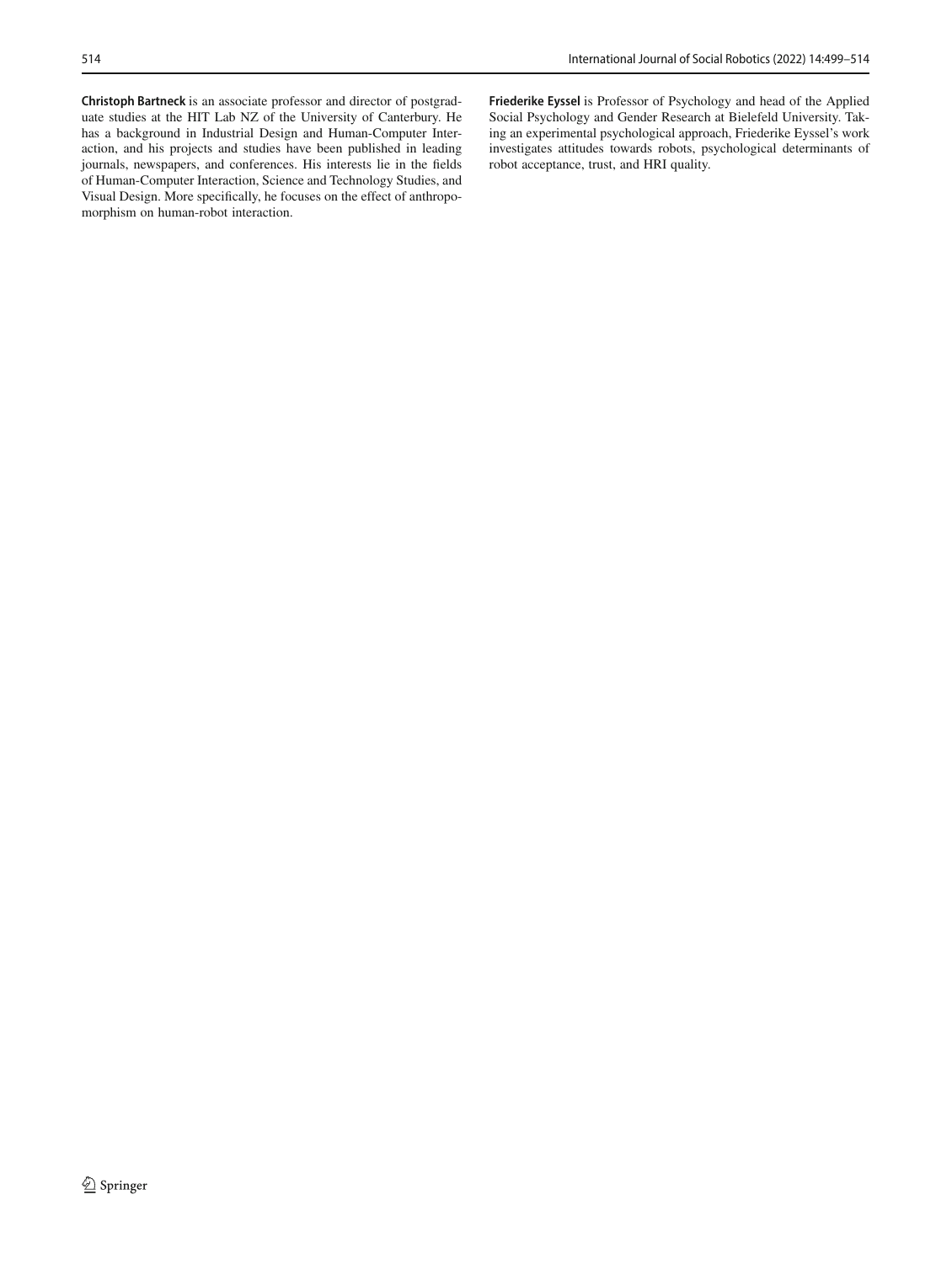**Christoph Bartneck** is an associate professor and director of postgraduate studies at the HIT Lab NZ of the University of Canterbury. He has a background in Industrial Design and Human-Computer Interaction, and his projects and studies have been published in leading journals, newspapers, and conferences. His interests lie in the fields of Human-Computer Interaction, Science and Technology Studies, and Visual Design. More specifically, he focuses on the effect of anthropomorphism on human-robot interaction.

**Friederike Eyssel** is Professor of Psychology and head of the Applied Social Psychology and Gender Research at Bielefeld University. Taking an experimental psychological approach, Friederike Eyssel's work investigates attitudes towards robots, psychological determinants of robot acceptance, trust, and HRI quality.